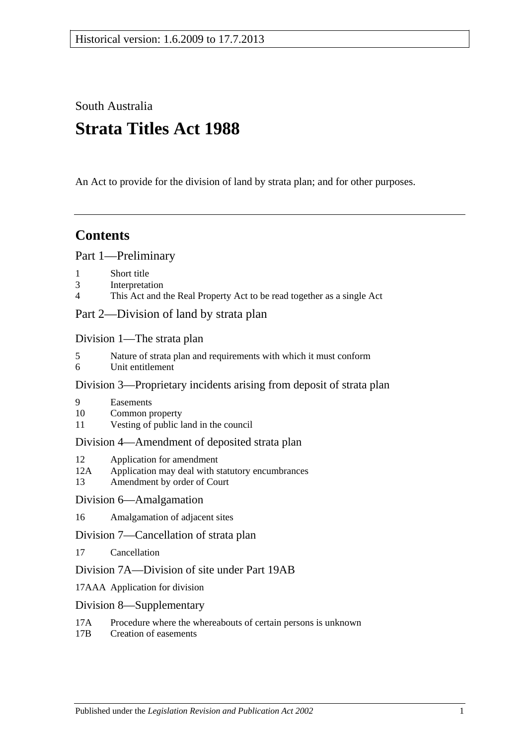Historical version: 1.6.2009 to 17.7.2013

South Australia

# Strata Titles Act 1988

An Act to provide for the division of land by strata plan; and for other purposes.

## Contents

### Part 1—Preliminary

1 Short title
3 Interpretation
4 This Act and the Real Property Act to be read together as a single Act

### Part 2—Division of land by strata plan

#### Division 1—The strata plan

5 Nature of strata plan and requirements with which it must conform
6 Unit entitlement

#### Division 3—Proprietary incidents arising from deposit of strata plan

9 Easements
10 Common property
11 Vesting of public land in the council

#### Division 4—Amendment of deposited strata plan

12 Application for amendment
12A Application may deal with statutory encumbrances
13 Amendment by order of Court

#### Division 6—Amalgamation

16 Amalgamation of adjacent sites

#### Division 7—Cancellation of strata plan

17 Cancellation

#### Division 7A—Division of site under Part 19AB

17AAA Application for division

#### Division 8—Supplementary

17A Procedure where the whereabouts of certain persons is unknown
17B Creation of easements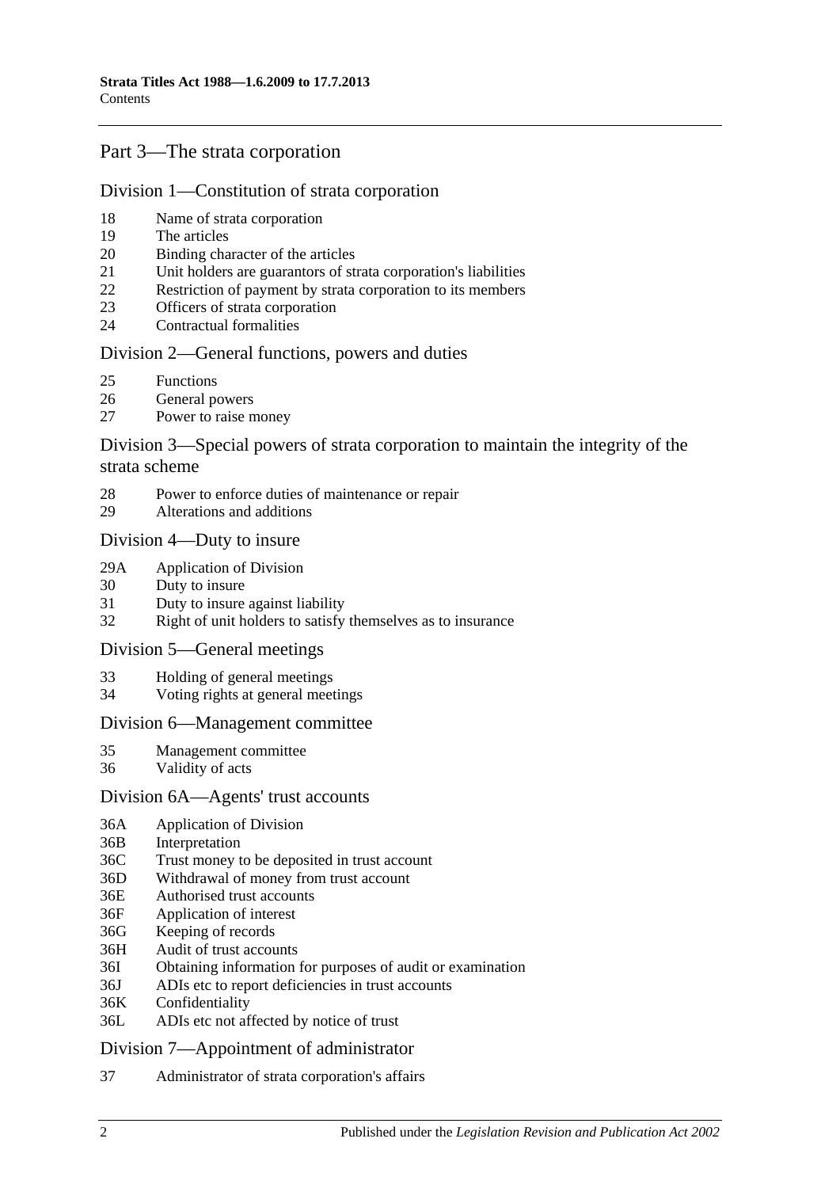## Part 3—The strata corporation

### Division 1—Constitution of strata corporation

18 Name of strata corporation
19 The articles
20 Binding character of the articles
21 Unit holders are guarantors of strata corporation's liabilities
22 Restriction of payment by strata corporation to its members
23 Officers of strata corporation
24 Contractual formalities

### Division 2—General functions, powers and duties

25 Functions
26 General powers
27 Power to raise money

### Division 3—Special powers of strata corporation to maintain the integrity of the strata scheme

28 Power to enforce duties of maintenance or repair
29 Alterations and additions

### Division 4—Duty to insure

29A Application of Division
30 Duty to insure
31 Duty to insure against liability
32 Right of unit holders to satisfy themselves as to insurance

### Division 5—General meetings

33 Holding of general meetings
34 Voting rights at general meetings

### Division 6—Management committee

35 Management committee
36 Validity of acts

### Division 6A—Agents' trust accounts

36A Application of Division
36B Interpretation
36C Trust money to be deposited in trust account
36D Withdrawal of money from trust account
36E Authorised trust accounts
36F Application of interest
36G Keeping of records
36H Audit of trust accounts
36I Obtaining information for purposes of audit or examination
36J ADIs etc to report deficiencies in trust accounts
36K Confidentiality
36L ADIs etc not affected by notice of trust

### Division 7—Appointment of administrator

37 Administrator of strata corporation's affairs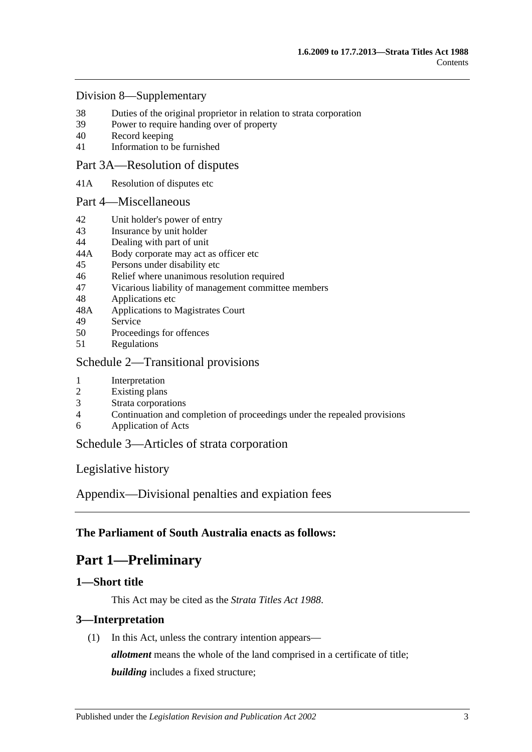Division 8—Supplementary

38 Duties of the original proprietor in relation to strata corporation
39 Power to require handing over of property
40 Record keeping
41 Information to be furnished

Part 3A—Resolution of disputes

41A Resolution of disputes etc

Part 4—Miscellaneous

42 Unit holder's power of entry
43 Insurance by unit holder
44 Dealing with part of unit
44A Body corporate may act as officer etc
45 Persons under disability etc
46 Relief where unanimous resolution required
47 Vicarious liability of management committee members
48 Applications etc
48A Applications to Magistrates Court
49 Service
50 Proceedings for offences
51 Regulations

Schedule 2—Transitional provisions

1 Interpretation
2 Existing plans
3 Strata corporations
4 Continuation and completion of proceedings under the repealed provisions
6 Application of Acts

Schedule 3—Articles of strata corporation

Legislative history

Appendix—Divisional penalties and expiation fees

**The Parliament of South Australia enacts as follows:**

# Part 1—Preliminary

## 1—Short title

This Act may be cited as the *Strata Titles Act 1988*.

## 3—Interpretation

(1) In this Act, unless the contrary intention appears—

***allotment*** means the whole of the land comprised in a certificate of title;

***building*** includes a fixed structure;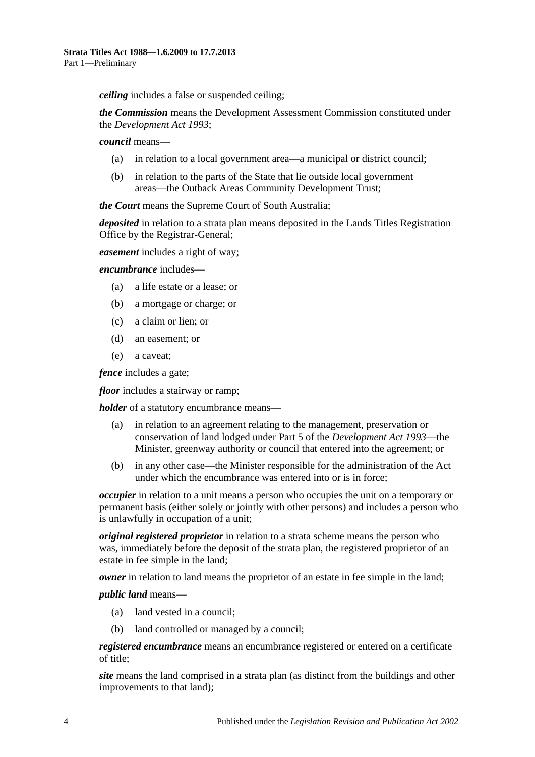***ceiling*** includes a false or suspended ceiling;

***the Commission*** means the Development Assessment Commission constituted under the *Development Act 1993*;

***council*** means—

- (a) in relation to a local government area—a municipal or district council;
- (b) in relation to the parts of the State that lie outside local government areas—the Outback Areas Community Development Trust;

***the Court*** means the Supreme Court of South Australia;

***deposited*** in relation to a strata plan means deposited in the Lands Titles Registration Office by the Registrar-General;

***easement*** includes a right of way;

***encumbrance*** includes—

- (a) a life estate or a lease; or
- (b) a mortgage or charge; or
- (c) a claim or lien; or
- (d) an easement; or
- (e) a caveat;

***fence*** includes a gate;

***floor*** includes a stairway or ramp;

***holder*** of a statutory encumbrance means—

- (a) in relation to an agreement relating to the management, preservation or conservation of land lodged under Part 5 of the *Development Act 1993*—the Minister, greenway authority or council that entered into the agreement; or
- (b) in any other case—the Minister responsible for the administration of the Act under which the encumbrance was entered into or is in force;

***occupier*** in relation to a unit means a person who occupies the unit on a temporary or permanent basis (either solely or jointly with other persons) and includes a person who is unlawfully in occupation of a unit;

***original registered proprietor*** in relation to a strata scheme means the person who was, immediately before the deposit of the strata plan, the registered proprietor of an estate in fee simple in the land;

***owner*** in relation to land means the proprietor of an estate in fee simple in the land;

***public land*** means—

- (a) land vested in a council;
- (b) land controlled or managed by a council;

***registered encumbrance*** means an encumbrance registered or entered on a certificate of title;

***site*** means the land comprised in a strata plan (as distinct from the buildings and other improvements to that land);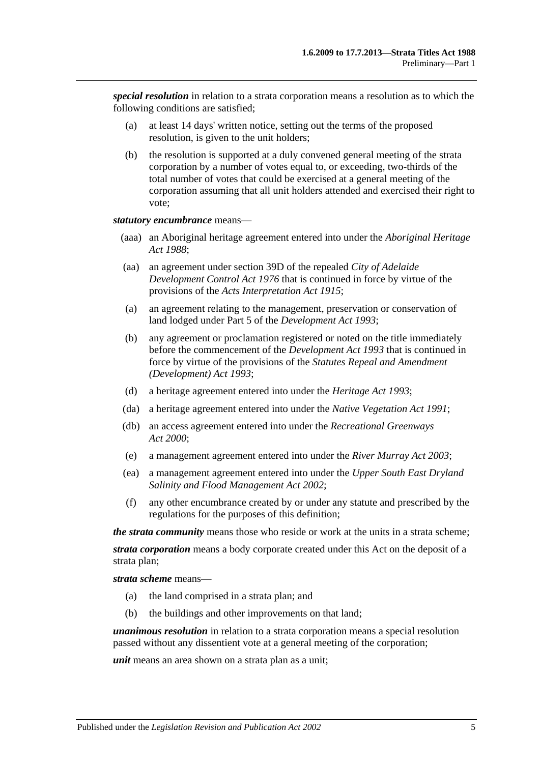***special resolution*** in relation to a strata corporation means a resolution as to which the following conditions are satisfied;

- (a) at least 14 days' written notice, setting out the terms of the proposed resolution, is given to the unit holders;
- (b) the resolution is supported at a duly convened general meeting of the strata corporation by a number of votes equal to, or exceeding, two-thirds of the total number of votes that could be exercised at a general meeting of the corporation assuming that all unit holders attended and exercised their right to vote;

***statutory encumbrance*** means—

- (aaa) an Aboriginal heritage agreement entered into under the *Aboriginal Heritage Act 1988*;
- (aa) an agreement under section 39D of the repealed *City of Adelaide Development Control Act 1976* that is continued in force by virtue of the provisions of the *Acts Interpretation Act 1915*;
- (a) an agreement relating to the management, preservation or conservation of land lodged under Part 5 of the *Development Act 1993*;
- (b) any agreement or proclamation registered or noted on the title immediately before the commencement of the *Development Act 1993* that is continued in force by virtue of the provisions of the *Statutes Repeal and Amendment (Development) Act 1993*;
- (d) a heritage agreement entered into under the *Heritage Act 1993*;
- (da) a heritage agreement entered into under the *Native Vegetation Act 1991*;
- (db) an access agreement entered into under the *Recreational Greenways Act 2000*;
- (e) a management agreement entered into under the *River Murray Act 2003*;
- (ea) a management agreement entered into under the *Upper South East Dryland Salinity and Flood Management Act 2002*;
- (f) any other encumbrance created by or under any statute and prescribed by the regulations for the purposes of this definition;

***the strata community*** means those who reside or work at the units in a strata scheme;

***strata corporation*** means a body corporate created under this Act on the deposit of a strata plan;

***strata scheme*** means—

- (a) the land comprised in a strata plan; and
- (b) the buildings and other improvements on that land;

***unanimous resolution*** in relation to a strata corporation means a special resolution passed without any dissentient vote at a general meeting of the corporation;

***unit*** means an area shown on a strata plan as a unit;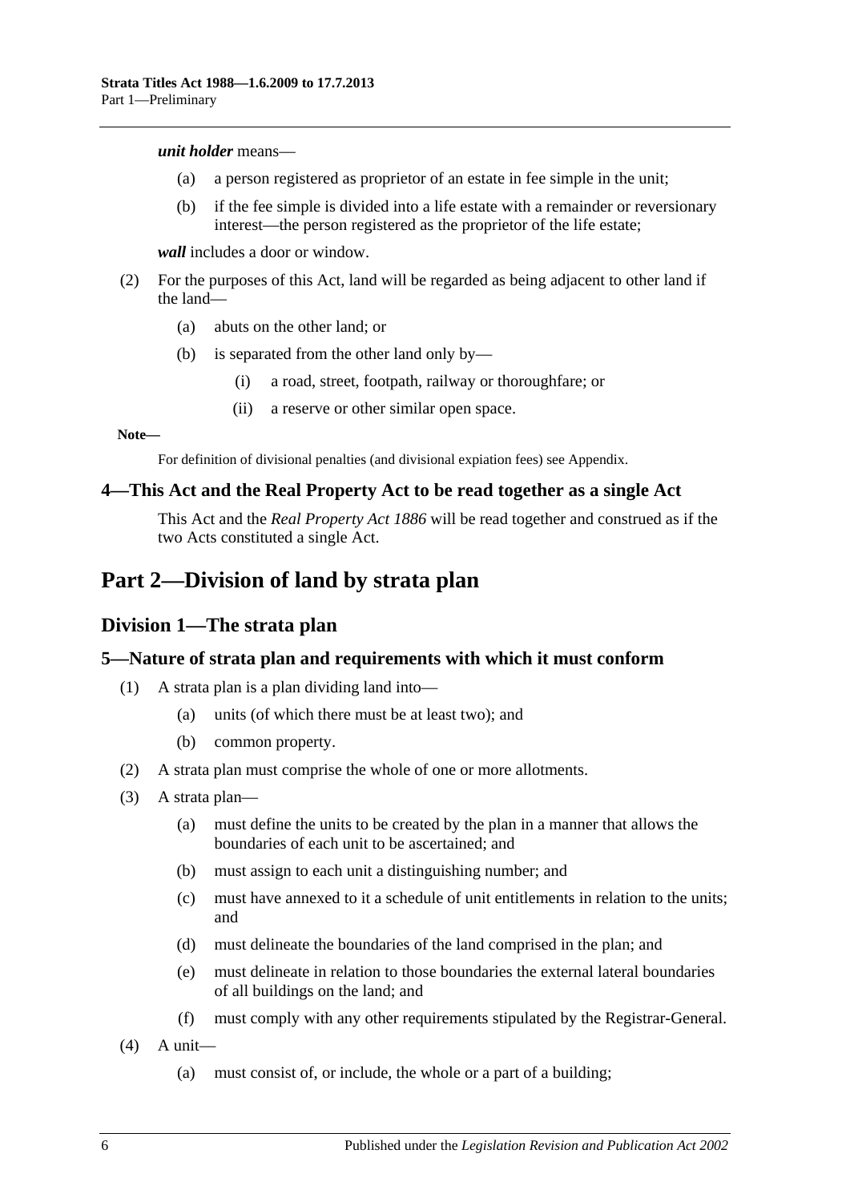***unit holder*** means—

(a) a person registered as proprietor of an estate in fee simple in the unit;

(b) if the fee simple is divided into a life estate with a remainder or reversionary interest—the person registered as the proprietor of the life estate;

***wall*** includes a door or window.

(2) For the purposes of this Act, land will be regarded as being adjacent to other land if the land—

(a) abuts on the other land; or

(b) is separated from the other land only by—

(i) a road, street, footpath, railway or thoroughfare; or

(ii) a reserve or other similar open space.

**Note—**

For definition of divisional penalties (and divisional expiation fees) see Appendix.

### 4—This Act and the Real Property Act to be read together as a single Act

This Act and the *Real Property Act 1886* will be read together and construed as if the two Acts constituted a single Act.

# Part 2—Division of land by strata plan

## Division 1—The strata plan

### 5—Nature of strata plan and requirements with which it must conform

(1) A strata plan is a plan dividing land into—

(a) units (of which there must be at least two); and

(b) common property.

(2) A strata plan must comprise the whole of one or more allotments.

(3) A strata plan—

(a) must define the units to be created by the plan in a manner that allows the boundaries of each unit to be ascertained; and

(b) must assign to each unit a distinguishing number; and

(c) must have annexed to it a schedule of unit entitlements in relation to the units; and

(d) must delineate the boundaries of the land comprised in the plan; and

(e) must delineate in relation to those boundaries the external lateral boundaries of all buildings on the land; and

(f) must comply with any other requirements stipulated by the Registrar-General.

(4) A unit—

(a) must consist of, or include, the whole or a part of a building;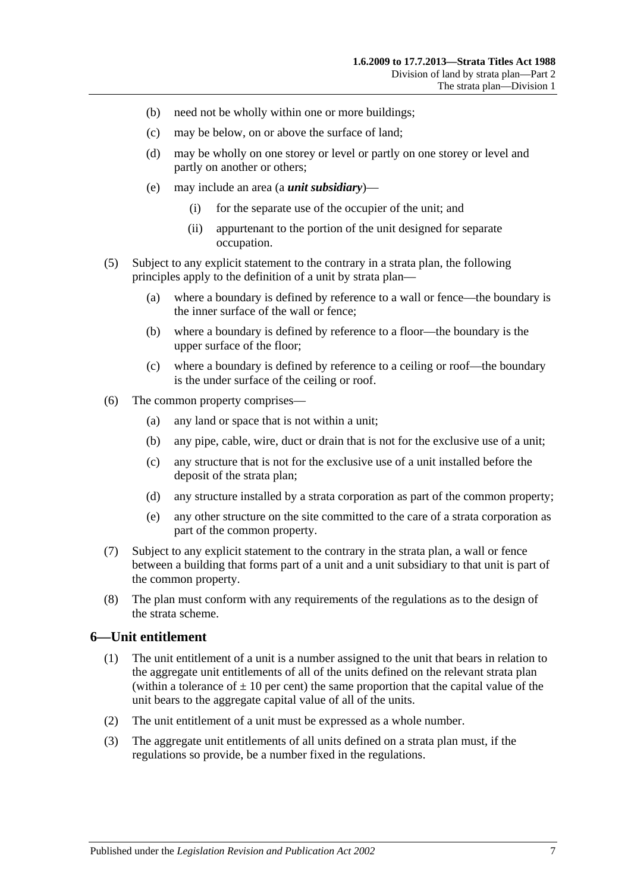(b) need not be wholly within one or more buildings;

(c) may be below, on or above the surface of land;

(d) may be wholly on one storey or level or partly on one storey or level and partly on another or others;

(e) may include an area (a ***unit subsidiary***)—

(i) for the separate use of the occupier of the unit; and

(ii) appurtenant to the portion of the unit designed for separate occupation.

(5) Subject to any explicit statement to the contrary in a strata plan, the following principles apply to the definition of a unit by strata plan—

(a) where a boundary is defined by reference to a wall or fence—the boundary is the inner surface of the wall or fence;

(b) where a boundary is defined by reference to a floor—the boundary is the upper surface of the floor;

(c) where a boundary is defined by reference to a ceiling or roof—the boundary is the under surface of the ceiling or roof.

(6) The common property comprises—

(a) any land or space that is not within a unit;

(b) any pipe, cable, wire, duct or drain that is not for the exclusive use of a unit;

(c) any structure that is not for the exclusive use of a unit installed before the deposit of the strata plan;

(d) any structure installed by a strata corporation as part of the common property;

(e) any other structure on the site committed to the care of a strata corporation as part of the common property.

(7) Subject to any explicit statement to the contrary in the strata plan, a wall or fence between a building that forms part of a unit and a unit subsidiary to that unit is part of the common property.

(8) The plan must conform with any requirements of the regulations as to the design of the strata scheme.

## 6—Unit entitlement

(1) The unit entitlement of a unit is a number assigned to the unit that bears in relation to the aggregate unit entitlements of all of the units defined on the relevant strata plan (within a tolerance of ± 10 per cent) the same proportion that the capital value of the unit bears to the aggregate capital value of all of the units.

(2) The unit entitlement of a unit must be expressed as a whole number.

(3) The aggregate unit entitlements of all units defined on a strata plan must, if the regulations so provide, be a number fixed in the regulations.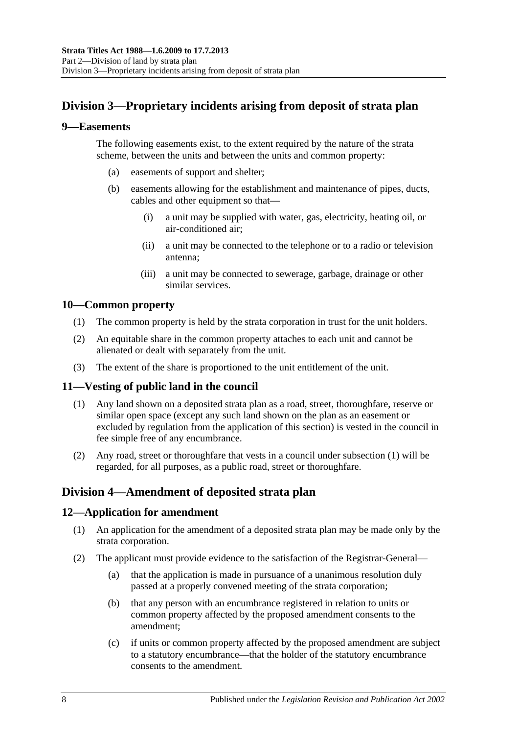## Division 3—Proprietary incidents arising from deposit of strata plan

### 9—Easements

The following easements exist, to the extent required by the nature of the strata scheme, between the units and between the units and common property:

- (a) easements of support and shelter;
- (b) easements allowing for the establishment and maintenance of pipes, ducts, cables and other equipment so that—
    - (i) a unit may be supplied with water, gas, electricity, heating oil, or air-conditioned air;
    - (ii) a unit may be connected to the telephone or to a radio or television antenna;
    - (iii) a unit may be connected to sewerage, garbage, drainage or other similar services.

### 10—Common property

(1) The common property is held by the strata corporation in trust for the unit holders.

(2) An equitable share in the common property attaches to each unit and cannot be alienated or dealt with separately from the unit.

(3) The extent of the share is proportioned to the unit entitlement of the unit.

### 11—Vesting of public land in the council

(1) Any land shown on a deposited strata plan as a road, street, thoroughfare, reserve or similar open space (except any such land shown on the plan as an easement or excluded by regulation from the application of this section) is vested in the council in fee simple free of any encumbrance.

(2) Any road, street or thoroughfare that vests in a council under subsection (1) will be regarded, for all purposes, as a public road, street or thoroughfare.

## Division 4—Amendment of deposited strata plan

### 12—Application for amendment

(1) An application for the amendment of a deposited strata plan may be made only by the strata corporation.

(2) The applicant must provide evidence to the satisfaction of the Registrar-General—

- (a) that the application is made in pursuance of a unanimous resolution duly passed at a properly convened meeting of the strata corporation;
- (b) that any person with an encumbrance registered in relation to units or common property affected by the proposed amendment consents to the amendment;
- (c) if units or common property affected by the proposed amendment are subject to a statutory encumbrance—that the holder of the statutory encumbrance consents to the amendment.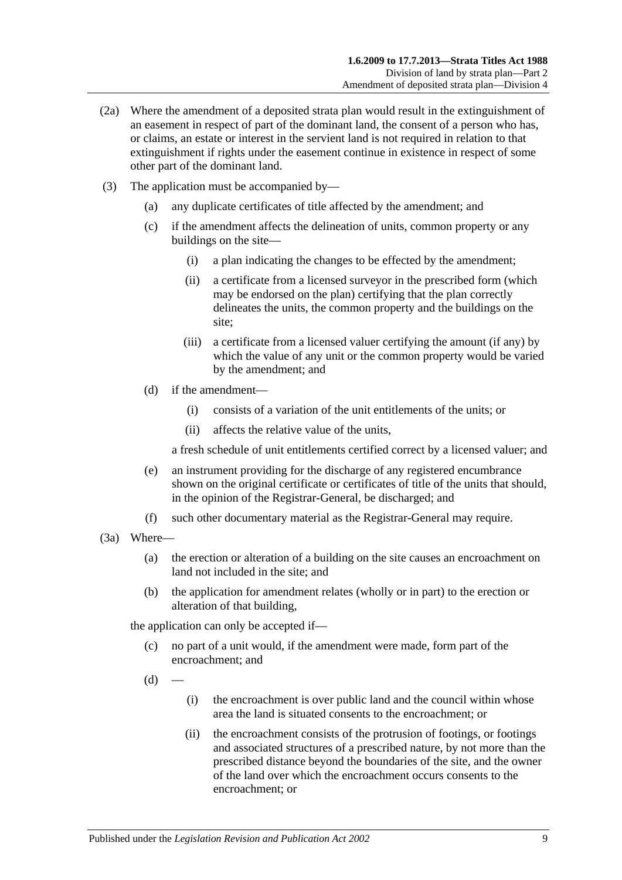(2a) Where the amendment of a deposited strata plan would result in the extinguishment of an easement in respect of part of the dominant land, the consent of a person who has, or claims, an estate or interest in the servient land is not required in relation to that extinguishment if rights under the easement continue in existence in respect of some other part of the dominant land.

(3) The application must be accompanied by—

(a) any duplicate certificates of title affected by the amendment; and

(c) if the amendment affects the delineation of units, common property or any buildings on the site—

(i) a plan indicating the changes to be effected by the amendment;

(ii) a certificate from a licensed surveyor in the prescribed form (which may be endorsed on the plan) certifying that the plan correctly delineates the units, the common property and the buildings on the site;

(iii) a certificate from a licensed valuer certifying the amount (if any) by which the value of any unit or the common property would be varied by the amendment; and

(d) if the amendment—

(i) consists of a variation of the unit entitlements of the units; or

(ii) affects the relative value of the units,

a fresh schedule of unit entitlements certified correct by a licensed valuer; and

(e) an instrument providing for the discharge of any registered encumbrance shown on the original certificate or certificates of title of the units that should, in the opinion of the Registrar-General, be discharged; and

(f) such other documentary material as the Registrar-General may require.

(3a) Where—

(a) the erection or alteration of a building on the site causes an encroachment on land not included in the site; and

(b) the application for amendment relates (wholly or in part) to the erection or alteration of that building,

the application can only be accepted if—

(c) no part of a unit would, if the amendment were made, form part of the encroachment; and

(d) —

(i) the encroachment is over public land and the council within whose area the land is situated consents to the encroachment; or

(ii) the encroachment consists of the protrusion of footings, or footings and associated structures of a prescribed nature, by not more than the prescribed distance beyond the boundaries of the site, and the owner of the land over which the encroachment occurs consents to the encroachment; or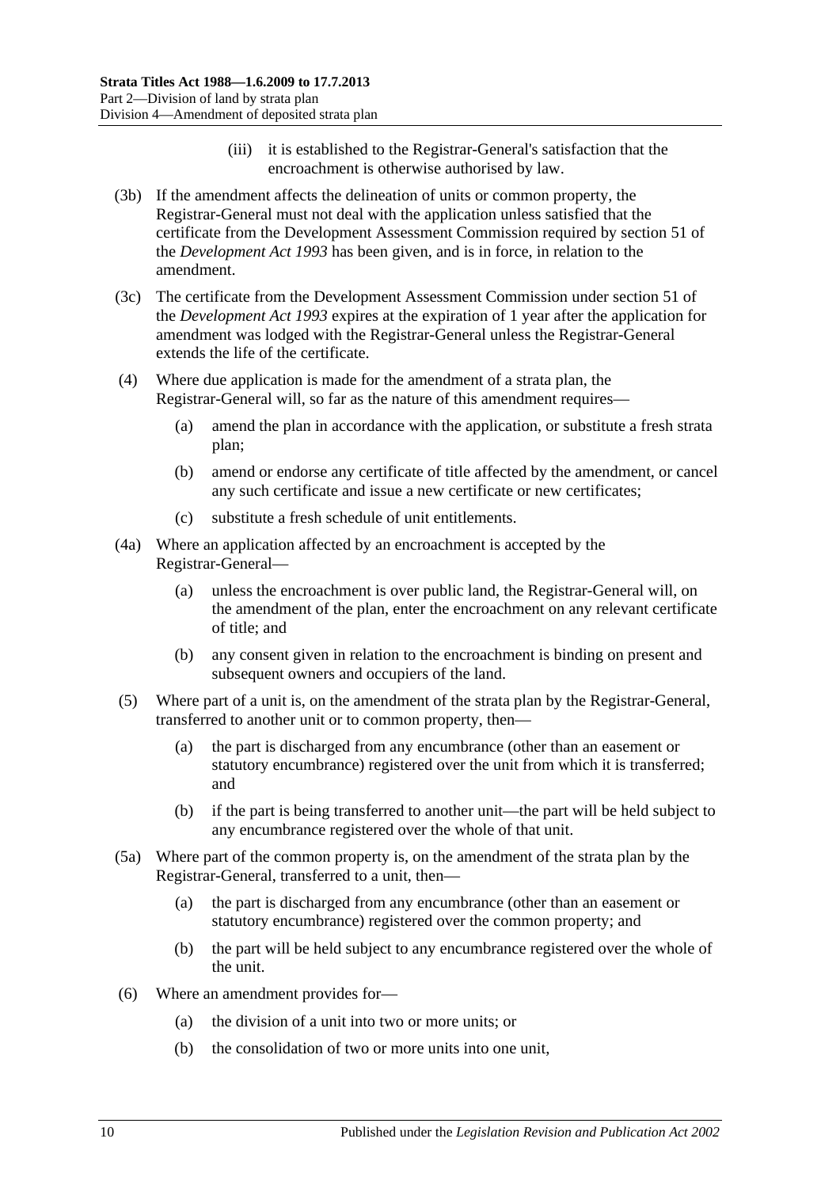(iii) it is established to the Registrar-General's satisfaction that the encroachment is otherwise authorised by law.

(3b) If the amendment affects the delineation of units or common property, the Registrar-General must not deal with the application unless satisfied that the certificate from the Development Assessment Commission required by section 51 of the *Development Act 1993* has been given, and is in force, in relation to the amendment.

(3c) The certificate from the Development Assessment Commission under section 51 of the *Development Act 1993* expires at the expiration of 1 year after the application for amendment was lodged with the Registrar-General unless the Registrar-General extends the life of the certificate.

(4) Where due application is made for the amendment of a strata plan, the Registrar-General will, so far as the nature of this amendment requires—

(a) amend the plan in accordance with the application, or substitute a fresh strata plan;

(b) amend or endorse any certificate of title affected by the amendment, or cancel any such certificate and issue a new certificate or new certificates;

(c) substitute a fresh schedule of unit entitlements.

(4a) Where an application affected by an encroachment is accepted by the Registrar-General—

(a) unless the encroachment is over public land, the Registrar-General will, on the amendment of the plan, enter the encroachment on any relevant certificate of title; and

(b) any consent given in relation to the encroachment is binding on present and subsequent owners and occupiers of the land.

(5) Where part of a unit is, on the amendment of the strata plan by the Registrar-General, transferred to another unit or to common property, then—

(a) the part is discharged from any encumbrance (other than an easement or statutory encumbrance) registered over the unit from which it is transferred; and

(b) if the part is being transferred to another unit—the part will be held subject to any encumbrance registered over the whole of that unit.

(5a) Where part of the common property is, on the amendment of the strata plan by the Registrar-General, transferred to a unit, then—

(a) the part is discharged from any encumbrance (other than an easement or statutory encumbrance) registered over the common property; and

(b) the part will be held subject to any encumbrance registered over the whole of the unit.

(6) Where an amendment provides for—

(a) the division of a unit into two or more units; or

(b) the consolidation of two or more units into one unit,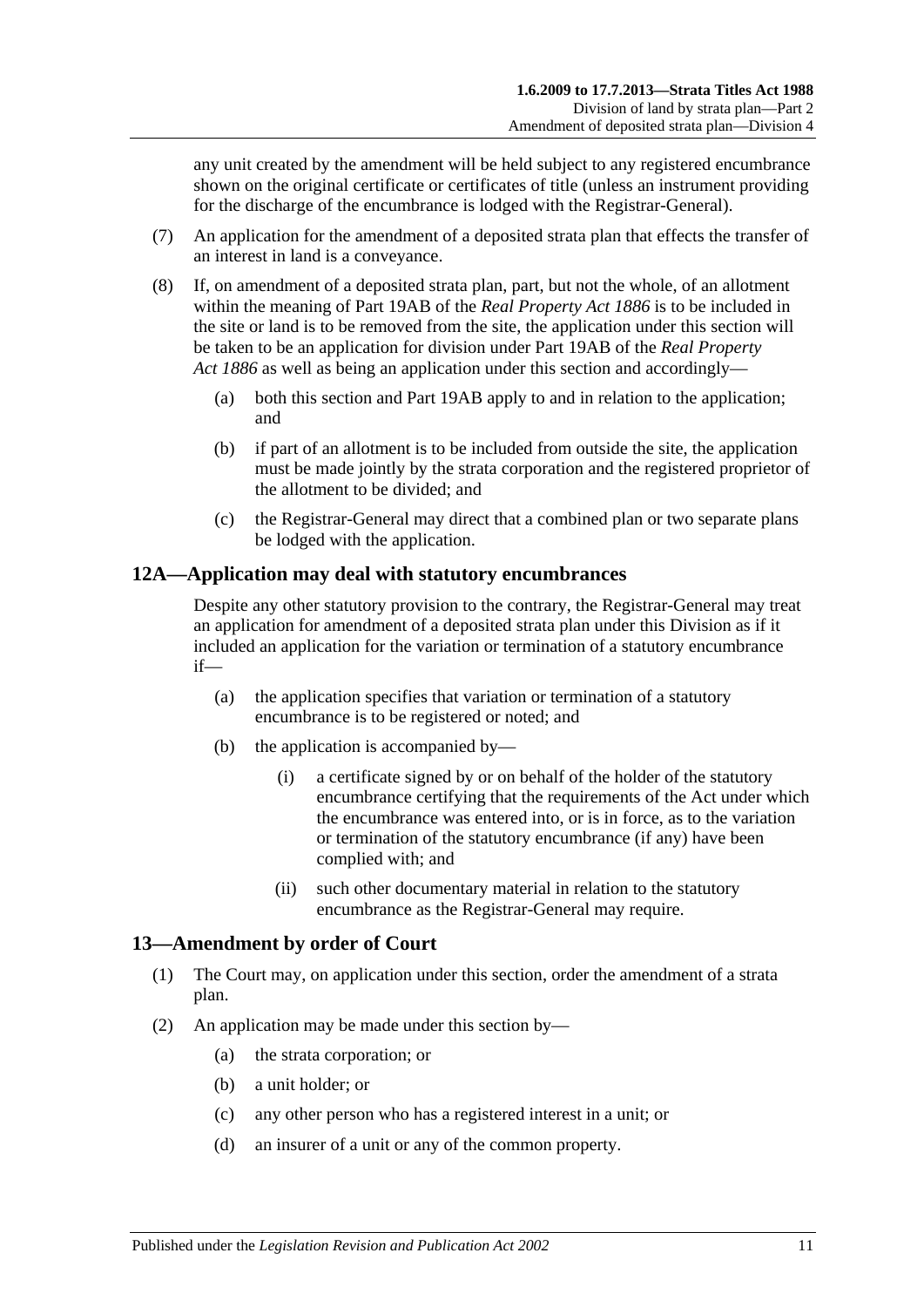any unit created by the amendment will be held subject to any registered encumbrance shown on the original certificate or certificates of title (unless an instrument providing for the discharge of the encumbrance is lodged with the Registrar-General).

(7) An application for the amendment of a deposited strata plan that effects the transfer of an interest in land is a conveyance.

(8) If, on amendment of a deposited strata plan, part, but not the whole, of an allotment within the meaning of Part 19AB of the *Real Property Act 1886* is to be included in the site or land is to be removed from the site, the application under this section will be taken to be an application for division under Part 19AB of the *Real Property Act 1886* as well as being an application under this section and accordingly—

(a) both this section and Part 19AB apply to and in relation to the application; and

(b) if part of an allotment is to be included from outside the site, the application must be made jointly by the strata corporation and the registered proprietor of the allotment to be divided; and

(c) the Registrar-General may direct that a combined plan or two separate plans be lodged with the application.

## 12A—Application may deal with statutory encumbrances

Despite any other statutory provision to the contrary, the Registrar-General may treat an application for amendment of a deposited strata plan under this Division as if it included an application for the variation or termination of a statutory encumbrance if—

(a) the application specifies that variation or termination of a statutory encumbrance is to be registered or noted; and

(b) the application is accompanied by—

(i) a certificate signed by or on behalf of the holder of the statutory encumbrance certifying that the requirements of the Act under which the encumbrance was entered into, or is in force, as to the variation or termination of the statutory encumbrance (if any) have been complied with; and

(ii) such other documentary material in relation to the statutory encumbrance as the Registrar-General may require.

## 13—Amendment by order of Court

(1) The Court may, on application under this section, order the amendment of a strata plan.

(2) An application may be made under this section by—

(a) the strata corporation; or

(b) a unit holder; or

(c) any other person who has a registered interest in a unit; or

(d) an insurer of a unit or any of the common property.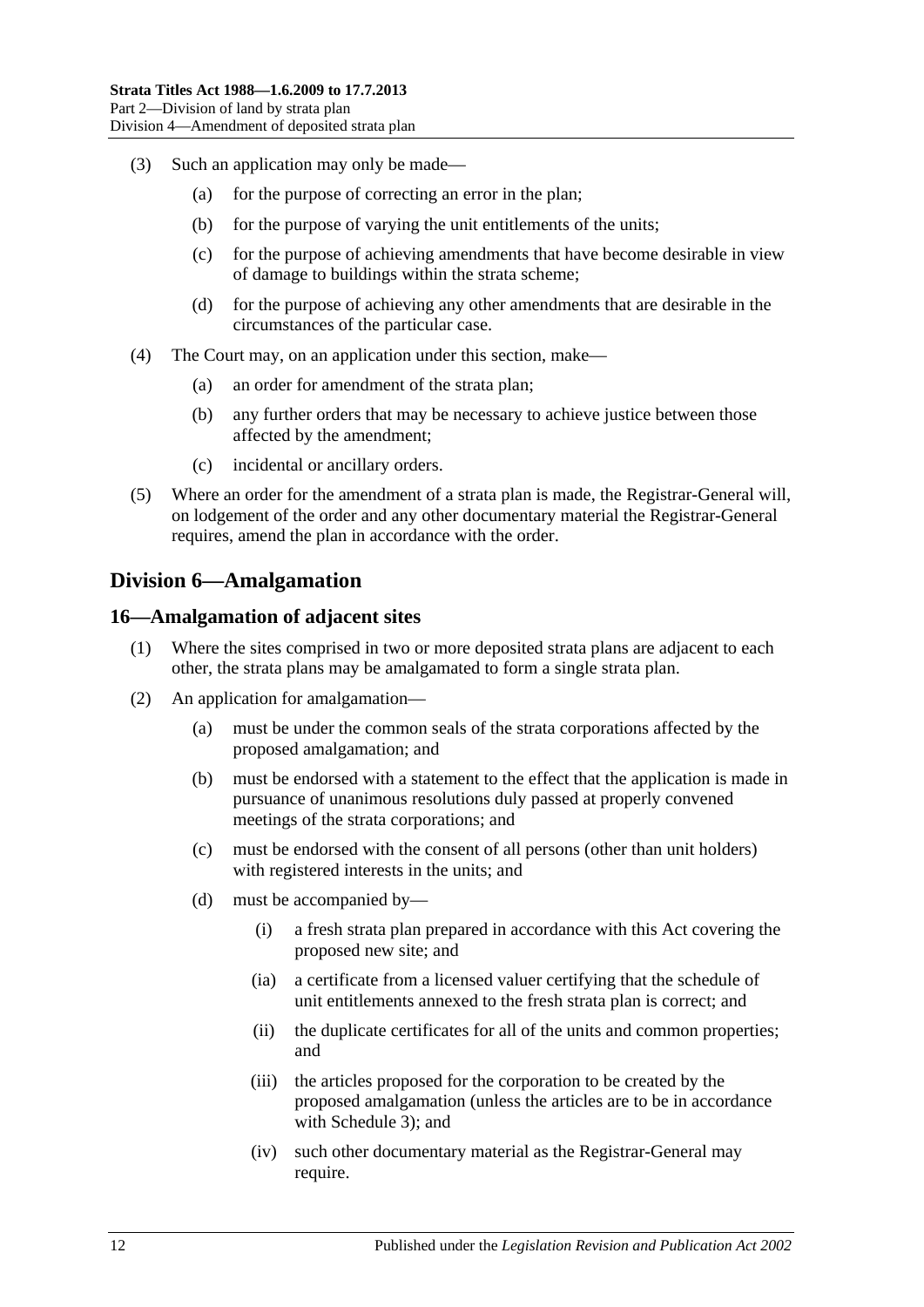(3) Such an application may only be made—

(a) for the purpose of correcting an error in the plan;

(b) for the purpose of varying the unit entitlements of the units;

(c) for the purpose of achieving amendments that have become desirable in view of damage to buildings within the strata scheme;

(d) for the purpose of achieving any other amendments that are desirable in the circumstances of the particular case.

(4) The Court may, on an application under this section, make—

(a) an order for amendment of the strata plan;

(b) any further orders that may be necessary to achieve justice between those affected by the amendment;

(c) incidental or ancillary orders.

(5) Where an order for the amendment of a strata plan is made, the Registrar-General will, on lodgement of the order and any other documentary material the Registrar-General requires, amend the plan in accordance with the order.

## Division 6—Amalgamation

### 16—Amalgamation of adjacent sites

(1) Where the sites comprised in two or more deposited strata plans are adjacent to each other, the strata plans may be amalgamated to form a single strata plan.

(2) An application for amalgamation—

(a) must be under the common seals of the strata corporations affected by the proposed amalgamation; and

(b) must be endorsed with a statement to the effect that the application is made in pursuance of unanimous resolutions duly passed at properly convened meetings of the strata corporations; and

(c) must be endorsed with the consent of all persons (other than unit holders) with registered interests in the units; and

(d) must be accompanied by—

(i) a fresh strata plan prepared in accordance with this Act covering the proposed new site; and

(ia) a certificate from a licensed valuer certifying that the schedule of unit entitlements annexed to the fresh strata plan is correct; and

(ii) the duplicate certificates for all of the units and common properties; and

(iii) the articles proposed for the corporation to be created by the proposed amalgamation (unless the articles are to be in accordance with Schedule 3); and

(iv) such other documentary material as the Registrar-General may require.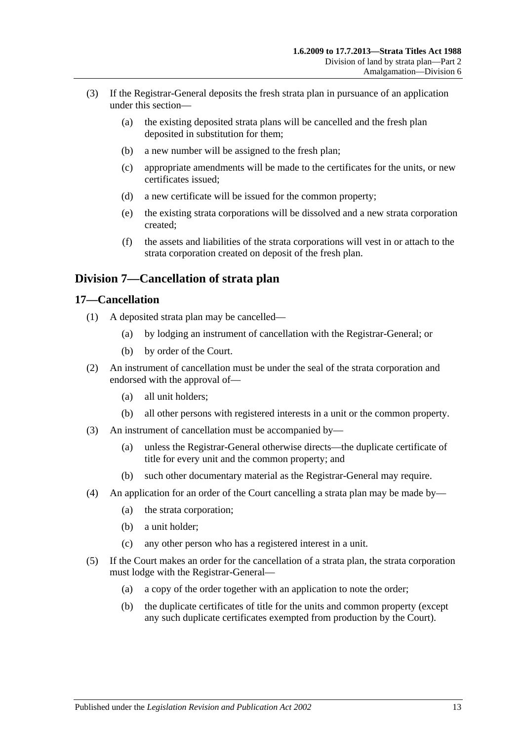(3) If the Registrar-General deposits the fresh strata plan in pursuance of an application under this section—

(a) the existing deposited strata plans will be cancelled and the fresh plan deposited in substitution for them;

(b) a new number will be assigned to the fresh plan;

(c) appropriate amendments will be made to the certificates for the units, or new certificates issued;

(d) a new certificate will be issued for the common property;

(e) the existing strata corporations will be dissolved and a new strata corporation created;

(f) the assets and liabilities of the strata corporations will vest in or attach to the strata corporation created on deposit of the fresh plan.

## Division 7—Cancellation of strata plan

### 17—Cancellation

(1) A deposited strata plan may be cancelled—

(a) by lodging an instrument of cancellation with the Registrar-General; or

(b) by order of the Court.

(2) An instrument of cancellation must be under the seal of the strata corporation and endorsed with the approval of—

(a) all unit holders;

(b) all other persons with registered interests in a unit or the common property.

(3) An instrument of cancellation must be accompanied by—

(a) unless the Registrar-General otherwise directs—the duplicate certificate of title for every unit and the common property; and

(b) such other documentary material as the Registrar-General may require.

(4) An application for an order of the Court cancelling a strata plan may be made by—

(a) the strata corporation;

(b) a unit holder;

(c) any other person who has a registered interest in a unit.

(5) If the Court makes an order for the cancellation of a strata plan, the strata corporation must lodge with the Registrar-General—

(a) a copy of the order together with an application to note the order;

(b) the duplicate certificates of title for the units and common property (except any such duplicate certificates exempted from production by the Court).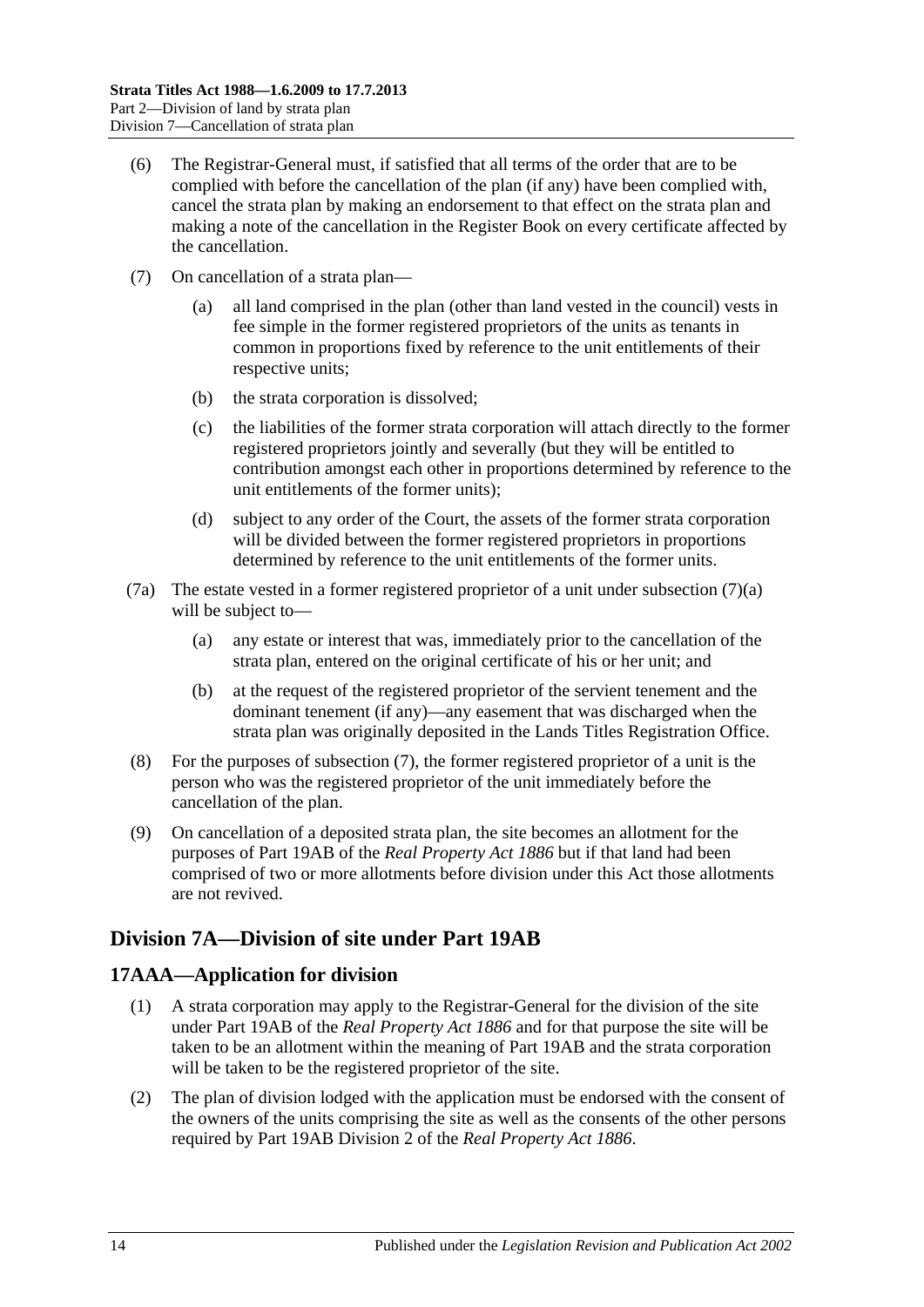(6) The Registrar-General must, if satisfied that all terms of the order that are to be complied with before the cancellation of the plan (if any) have been complied with, cancel the strata plan by making an endorsement to that effect on the strata plan and making a note of the cancellation in the Register Book on every certificate affected by the cancellation.

(7) On cancellation of a strata plan—

(a) all land comprised in the plan (other than land vested in the council) vests in fee simple in the former registered proprietors of the units as tenants in common in proportions fixed by reference to the unit entitlements of their respective units;

(b) the strata corporation is dissolved;

(c) the liabilities of the former strata corporation will attach directly to the former registered proprietors jointly and severally (but they will be entitled to contribution amongst each other in proportions determined by reference to the unit entitlements of the former units);

(d) subject to any order of the Court, the assets of the former strata corporation will be divided between the former registered proprietors in proportions determined by reference to the unit entitlements of the former units.

(7a) The estate vested in a former registered proprietor of a unit under subsection (7)(a) will be subject to—

(a) any estate or interest that was, immediately prior to the cancellation of the strata plan, entered on the original certificate of his or her unit; and

(b) at the request of the registered proprietor of the servient tenement and the dominant tenement (if any)—any easement that was discharged when the strata plan was originally deposited in the Lands Titles Registration Office.

(8) For the purposes of subsection (7), the former registered proprietor of a unit is the person who was the registered proprietor of the unit immediately before the cancellation of the plan.

(9) On cancellation of a deposited strata plan, the site becomes an allotment for the purposes of Part 19AB of the *Real Property Act 1886* but if that land had been comprised of two or more allotments before division under this Act those allotments are not revived.

## Division 7A—Division of site under Part 19AB

### 17AAA—Application for division

(1) A strata corporation may apply to the Registrar-General for the division of the site under Part 19AB of the *Real Property Act 1886* and for that purpose the site will be taken to be an allotment within the meaning of Part 19AB and the strata corporation will be taken to be the registered proprietor of the site.

(2) The plan of division lodged with the application must be endorsed with the consent of the owners of the units comprising the site as well as the consents of the other persons required by Part 19AB Division 2 of the *Real Property Act 1886*.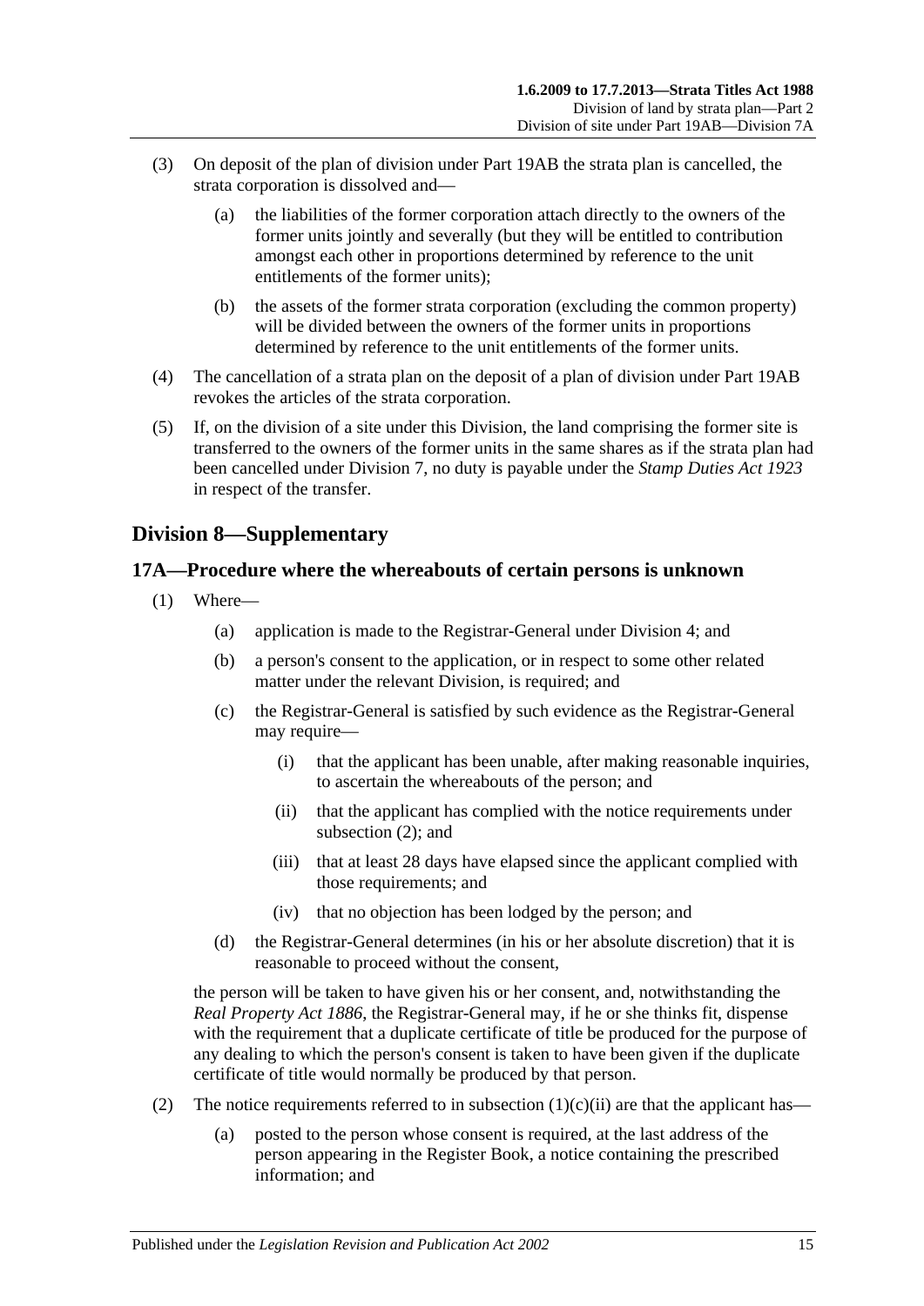(3) On deposit of the plan of division under Part 19AB the strata plan is cancelled, the strata corporation is dissolved and—

(a) the liabilities of the former corporation attach directly to the owners of the former units jointly and severally (but they will be entitled to contribution amongst each other in proportions determined by reference to the unit entitlements of the former units);

(b) the assets of the former strata corporation (excluding the common property) will be divided between the owners of the former units in proportions determined by reference to the unit entitlements of the former units.

(4) The cancellation of a strata plan on the deposit of a plan of division under Part 19AB revokes the articles of the strata corporation.

(5) If, on the division of a site under this Division, the land comprising the former site is transferred to the owners of the former units in the same shares as if the strata plan had been cancelled under Division 7, no duty is payable under the *Stamp Duties Act 1923* in respect of the transfer.

## Division 8—Supplementary

### 17A—Procedure where the whereabouts of certain persons is unknown

(1) Where—

(a) application is made to the Registrar-General under Division 4; and

(b) a person's consent to the application, or in respect to some other related matter under the relevant Division, is required; and

(c) the Registrar-General is satisfied by such evidence as the Registrar-General may require—

(i) that the applicant has been unable, after making reasonable inquiries, to ascertain the whereabouts of the person; and

(ii) that the applicant has complied with the notice requirements under subsection (2); and

(iii) that at least 28 days have elapsed since the applicant complied with those requirements; and

(iv) that no objection has been lodged by the person; and

(d) the Registrar-General determines (in his or her absolute discretion) that it is reasonable to proceed without the consent,

the person will be taken to have given his or her consent, and, notwithstanding the *Real Property Act 1886*, the Registrar-General may, if he or she thinks fit, dispense with the requirement that a duplicate certificate of title be produced for the purpose of any dealing to which the person's consent is taken to have been given if the duplicate certificate of title would normally be produced by that person.

(2) The notice requirements referred to in subsection (1)(c)(ii) are that the applicant has—

(a) posted to the person whose consent is required, at the last address of the person appearing in the Register Book, a notice containing the prescribed information; and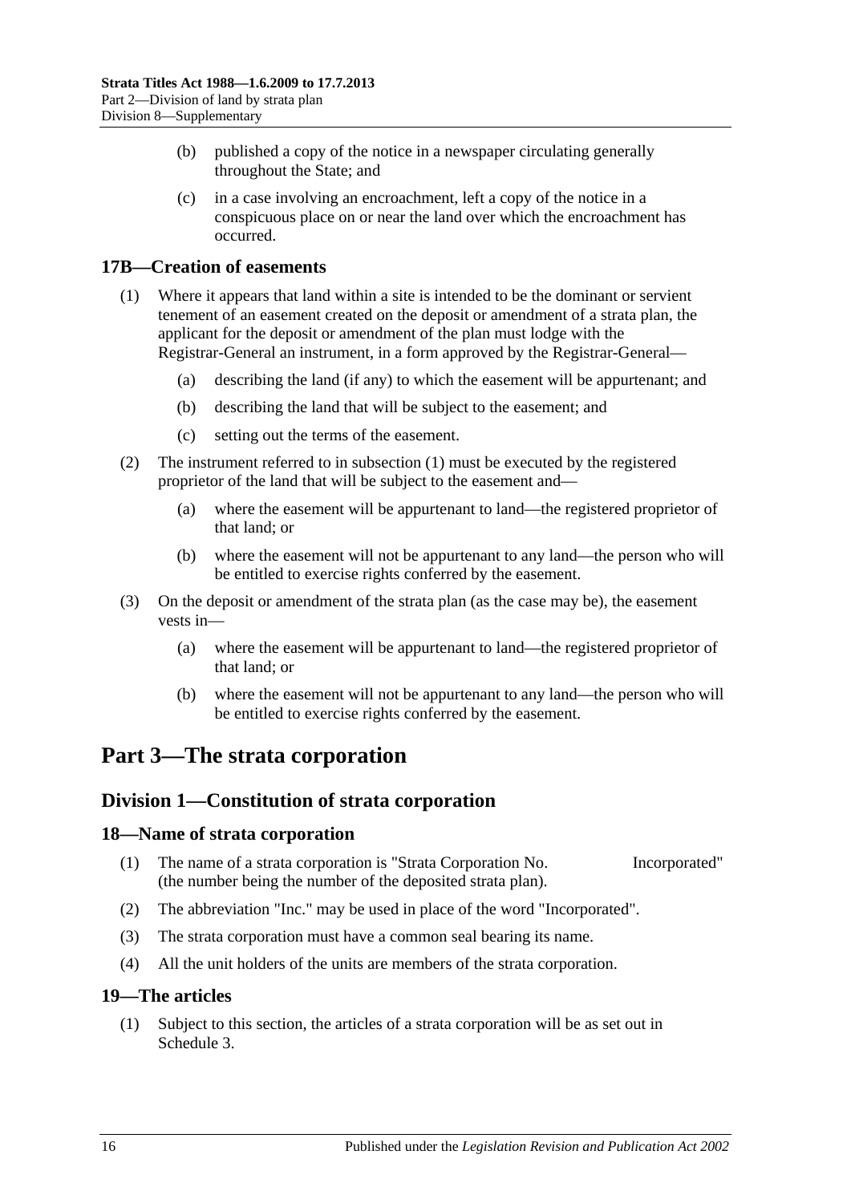(b) published a copy of the notice in a newspaper circulating generally throughout the State; and

(c) in a case involving an encroachment, left a copy of the notice in a conspicuous place on or near the land over which the encroachment has occurred.

### 17B—Creation of easements

(1) Where it appears that land within a site is intended to be the dominant or servient tenement of an easement created on the deposit or amendment of a strata plan, the applicant for the deposit or amendment of the plan must lodge with the Registrar-General an instrument, in a form approved by the Registrar-General—

(a) describing the land (if any) to which the easement will be appurtenant; and

(b) describing the land that will be subject to the easement; and

(c) setting out the terms of the easement.

(2) The instrument referred to in subsection (1) must be executed by the registered proprietor of the land that will be subject to the easement and—

(a) where the easement will be appurtenant to land—the registered proprietor of that land; or

(b) where the easement will not be appurtenant to any land—the person who will be entitled to exercise rights conferred by the easement.

(3) On the deposit or amendment of the strata plan (as the case may be), the easement vests in—

(a) where the easement will be appurtenant to land—the registered proprietor of that land; or

(b) where the easement will not be appurtenant to any land—the person who will be entitled to exercise rights conferred by the easement.

# Part 3—The strata corporation

## Division 1—Constitution of strata corporation

### 18—Name of strata corporation

(1) The name of a strata corporation is "Strata Corporation No. Incorporated" (the number being the number of the deposited strata plan).

(2) The abbreviation "Inc." may be used in place of the word "Incorporated".

(3) The strata corporation must have a common seal bearing its name.

(4) All the unit holders of the units are members of the strata corporation.

### 19—The articles

(1) Subject to this section, the articles of a strata corporation will be as set out in Schedule 3.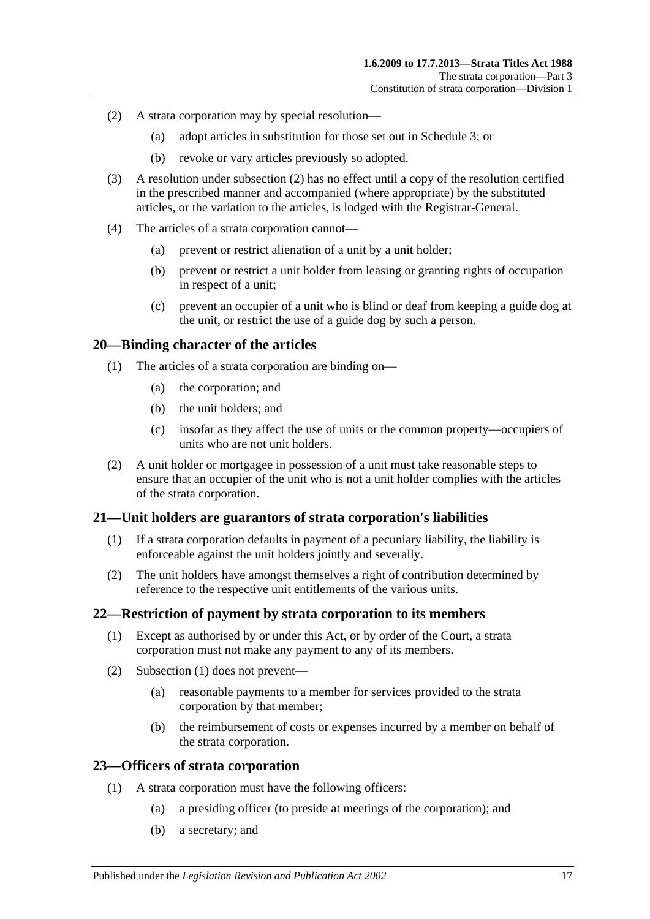(2) A strata corporation may by special resolution—

(a) adopt articles in substitution for those set out in Schedule 3; or

(b) revoke or vary articles previously so adopted.

(3) A resolution under subsection (2) has no effect until a copy of the resolution certified in the prescribed manner and accompanied (where appropriate) by the substituted articles, or the variation to the articles, is lodged with the Registrar-General.

(4) The articles of a strata corporation cannot—

(a) prevent or restrict alienation of a unit by a unit holder;

(b) prevent or restrict a unit holder from leasing or granting rights of occupation in respect of a unit;

(c) prevent an occupier of a unit who is blind or deaf from keeping a guide dog at the unit, or restrict the use of a guide dog by such a person.

## 20—Binding character of the articles

(1) The articles of a strata corporation are binding on—

(a) the corporation; and

(b) the unit holders; and

(c) insofar as they affect the use of units or the common property—occupiers of units who are not unit holders.

(2) A unit holder or mortgagee in possession of a unit must take reasonable steps to ensure that an occupier of the unit who is not a unit holder complies with the articles of the strata corporation.

## 21—Unit holders are guarantors of strata corporation's liabilities

(1) If a strata corporation defaults in payment of a pecuniary liability, the liability is enforceable against the unit holders jointly and severally.

(2) The unit holders have amongst themselves a right of contribution determined by reference to the respective unit entitlements of the various units.

## 22—Restriction of payment by strata corporation to its members

(1) Except as authorised by or under this Act, or by order of the Court, a strata corporation must not make any payment to any of its members.

(2) Subsection (1) does not prevent—

(a) reasonable payments to a member for services provided to the strata corporation by that member;

(b) the reimbursement of costs or expenses incurred by a member on behalf of the strata corporation.

## 23—Officers of strata corporation

(1) A strata corporation must have the following officers:

(a) a presiding officer (to preside at meetings of the corporation); and

(b) a secretary; and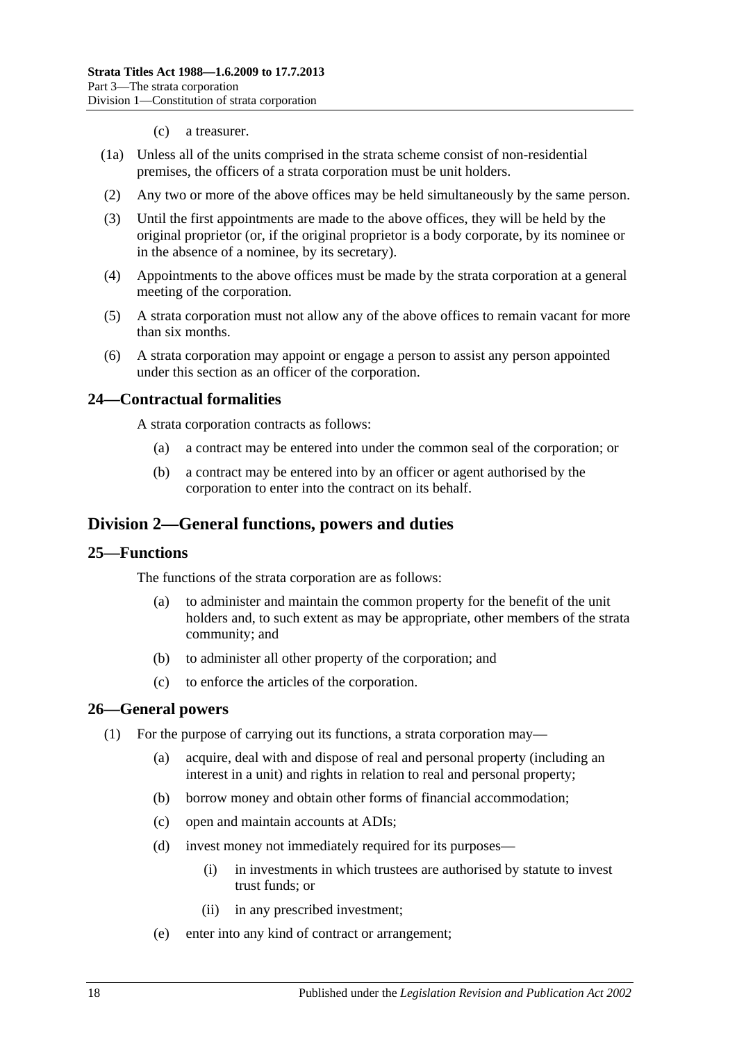(c) a treasurer.

(1a) Unless all of the units comprised in the strata scheme consist of non-residential premises, the officers of a strata corporation must be unit holders.

(2) Any two or more of the above offices may be held simultaneously by the same person.

(3) Until the first appointments are made to the above offices, they will be held by the original proprietor (or, if the original proprietor is a body corporate, by its nominee or in the absence of a nominee, by its secretary).

(4) Appointments to the above offices must be made by the strata corporation at a general meeting of the corporation.

(5) A strata corporation must not allow any of the above offices to remain vacant for more than six months.

(6) A strata corporation may appoint or engage a person to assist any person appointed under this section as an officer of the corporation.

### 24—Contractual formalities

A strata corporation contracts as follows:

(a) a contract may be entered into under the common seal of the corporation; or

(b) a contract may be entered into by an officer or agent authorised by the corporation to enter into the contract on its behalf.

## Division 2—General functions, powers and duties

### 25—Functions

The functions of the strata corporation are as follows:

(a) to administer and maintain the common property for the benefit of the unit holders and, to such extent as may be appropriate, other members of the strata community; and

(b) to administer all other property of the corporation; and

(c) to enforce the articles of the corporation.

### 26—General powers

(1) For the purpose of carrying out its functions, a strata corporation may—

(a) acquire, deal with and dispose of real and personal property (including an interest in a unit) and rights in relation to real and personal property;

(b) borrow money and obtain other forms of financial accommodation;

(c) open and maintain accounts at ADIs;

(d) invest money not immediately required for its purposes—

(i) in investments in which trustees are authorised by statute to invest trust funds; or

(ii) in any prescribed investment;

(e) enter into any kind of contract or arrangement;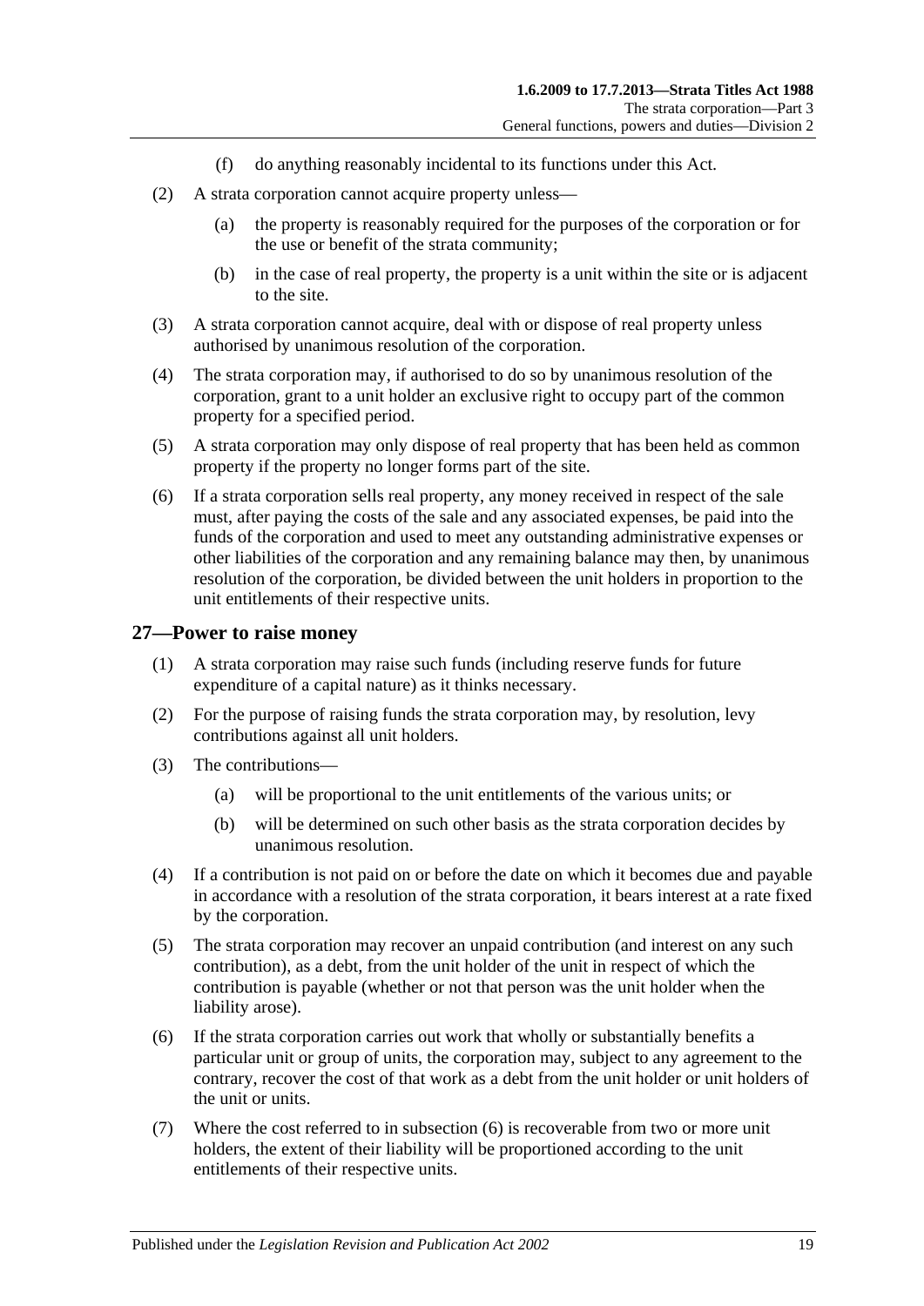(f) do anything reasonably incidental to its functions under this Act.

(2) A strata corporation cannot acquire property unless—

(a) the property is reasonably required for the purposes of the corporation or for the use or benefit of the strata community;

(b) in the case of real property, the property is a unit within the site or is adjacent to the site.

(3) A strata corporation cannot acquire, deal with or dispose of real property unless authorised by unanimous resolution of the corporation.

(4) The strata corporation may, if authorised to do so by unanimous resolution of the corporation, grant to a unit holder an exclusive right to occupy part of the common property for a specified period.

(5) A strata corporation may only dispose of real property that has been held as common property if the property no longer forms part of the site.

(6) If a strata corporation sells real property, any money received in respect of the sale must, after paying the costs of the sale and any associated expenses, be paid into the funds of the corporation and used to meet any outstanding administrative expenses or other liabilities of the corporation and any remaining balance may then, by unanimous resolution of the corporation, be divided between the unit holders in proportion to the unit entitlements of their respective units.

## 27—Power to raise money

(1) A strata corporation may raise such funds (including reserve funds for future expenditure of a capital nature) as it thinks necessary.

(2) For the purpose of raising funds the strata corporation may, by resolution, levy contributions against all unit holders.

(3) The contributions—

(a) will be proportional to the unit entitlements of the various units; or

(b) will be determined on such other basis as the strata corporation decides by unanimous resolution.

(4) If a contribution is not paid on or before the date on which it becomes due and payable in accordance with a resolution of the strata corporation, it bears interest at a rate fixed by the corporation.

(5) The strata corporation may recover an unpaid contribution (and interest on any such contribution), as a debt, from the unit holder of the unit in respect of which the contribution is payable (whether or not that person was the unit holder when the liability arose).

(6) If the strata corporation carries out work that wholly or substantially benefits a particular unit or group of units, the corporation may, subject to any agreement to the contrary, recover the cost of that work as a debt from the unit holder or unit holders of the unit or units.

(7) Where the cost referred to in subsection (6) is recoverable from two or more unit holders, the extent of their liability will be proportioned according to the unit entitlements of their respective units.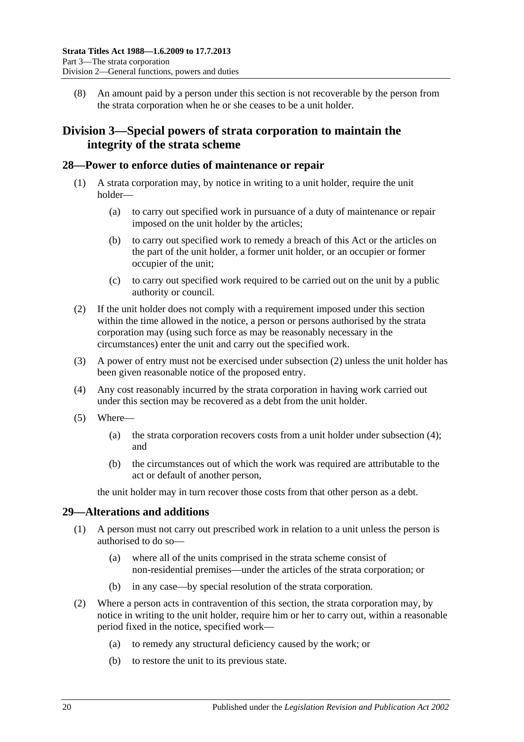(8) An amount paid by a person under this section is not recoverable by the person from the strata corporation when he or she ceases to be a unit holder.

## Division 3—Special powers of strata corporation to maintain the integrity of the strata scheme

### 28—Power to enforce duties of maintenance or repair

(1) A strata corporation may, by notice in writing to a unit holder, require the unit holder—

(a) to carry out specified work in pursuance of a duty of maintenance or repair imposed on the unit holder by the articles;

(b) to carry out specified work to remedy a breach of this Act or the articles on the part of the unit holder, a former unit holder, or an occupier or former occupier of the unit;

(c) to carry out specified work required to be carried out on the unit by a public authority or council.

(2) If the unit holder does not comply with a requirement imposed under this section within the time allowed in the notice, a person or persons authorised by the strata corporation may (using such force as may be reasonably necessary in the circumstances) enter the unit and carry out the specified work.

(3) A power of entry must not be exercised under subsection (2) unless the unit holder has been given reasonable notice of the proposed entry.

(4) Any cost reasonably incurred by the strata corporation in having work carried out under this section may be recovered as a debt from the unit holder.

(5) Where—

(a) the strata corporation recovers costs from a unit holder under subsection (4); and

(b) the circumstances out of which the work was required are attributable to the act or default of another person,

the unit holder may in turn recover those costs from that other person as a debt.

### 29—Alterations and additions

(1) A person must not carry out prescribed work in relation to a unit unless the person is authorised to do so—

(a) where all of the units comprised in the strata scheme consist of non-residential premises—under the articles of the strata corporation; or

(b) in any case—by special resolution of the strata corporation.

(2) Where a person acts in contravention of this section, the strata corporation may, by notice in writing to the unit holder, require him or her to carry out, within a reasonable period fixed in the notice, specified work—

(a) to remedy any structural deficiency caused by the work; or

(b) to restore the unit to its previous state.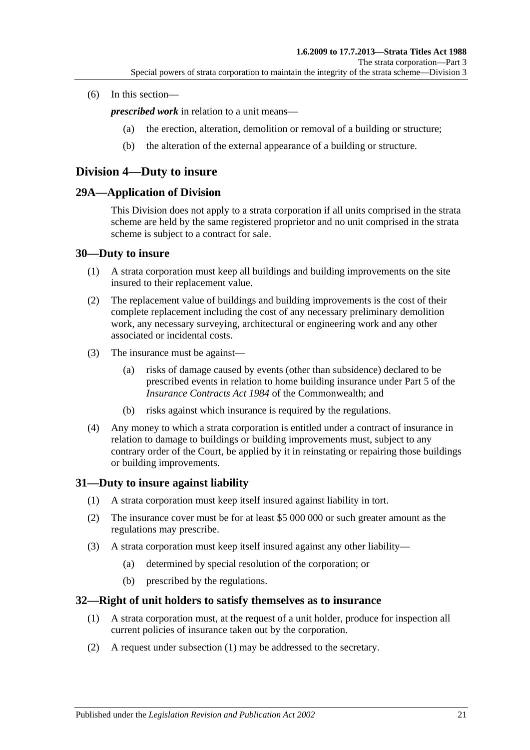(6) In this section—

***prescribed work*** in relation to a unit means—

- (a) the erection, alteration, demolition or removal of a building or structure;
- (b) the alteration of the external appearance of a building or structure.

## Division 4—Duty to insure

### 29A—Application of Division

This Division does not apply to a strata corporation if all units comprised in the strata scheme are held by the same registered proprietor and no unit comprised in the strata scheme is subject to a contract for sale.

### 30—Duty to insure

(1) A strata corporation must keep all buildings and building improvements on the site insured to their replacement value.

(2) The replacement value of buildings and building improvements is the cost of their complete replacement including the cost of any necessary preliminary demolition work, any necessary surveying, architectural or engineering work and any other associated or incidental costs.

(3) The insurance must be against—

- (a) risks of damage caused by events (other than subsidence) declared to be prescribed events in relation to home building insurance under Part 5 of the *Insurance Contracts Act 1984* of the Commonwealth; and
- (b) risks against which insurance is required by the regulations.

(4) Any money to which a strata corporation is entitled under a contract of insurance in relation to damage to buildings or building improvements must, subject to any contrary order of the Court, be applied by it in reinstating or repairing those buildings or building improvements.

### 31—Duty to insure against liability

(1) A strata corporation must keep itself insured against liability in tort.

(2) The insurance cover must be for at least $5 000 000 or such greater amount as the regulations may prescribe.

(3) A strata corporation must keep itself insured against any other liability—

- (a) determined by special resolution of the corporation; or
- (b) prescribed by the regulations.

### 32—Right of unit holders to satisfy themselves as to insurance

(1) A strata corporation must, at the request of a unit holder, produce for inspection all current policies of insurance taken out by the corporation.

(2) A request under subsection (1) may be addressed to the secretary.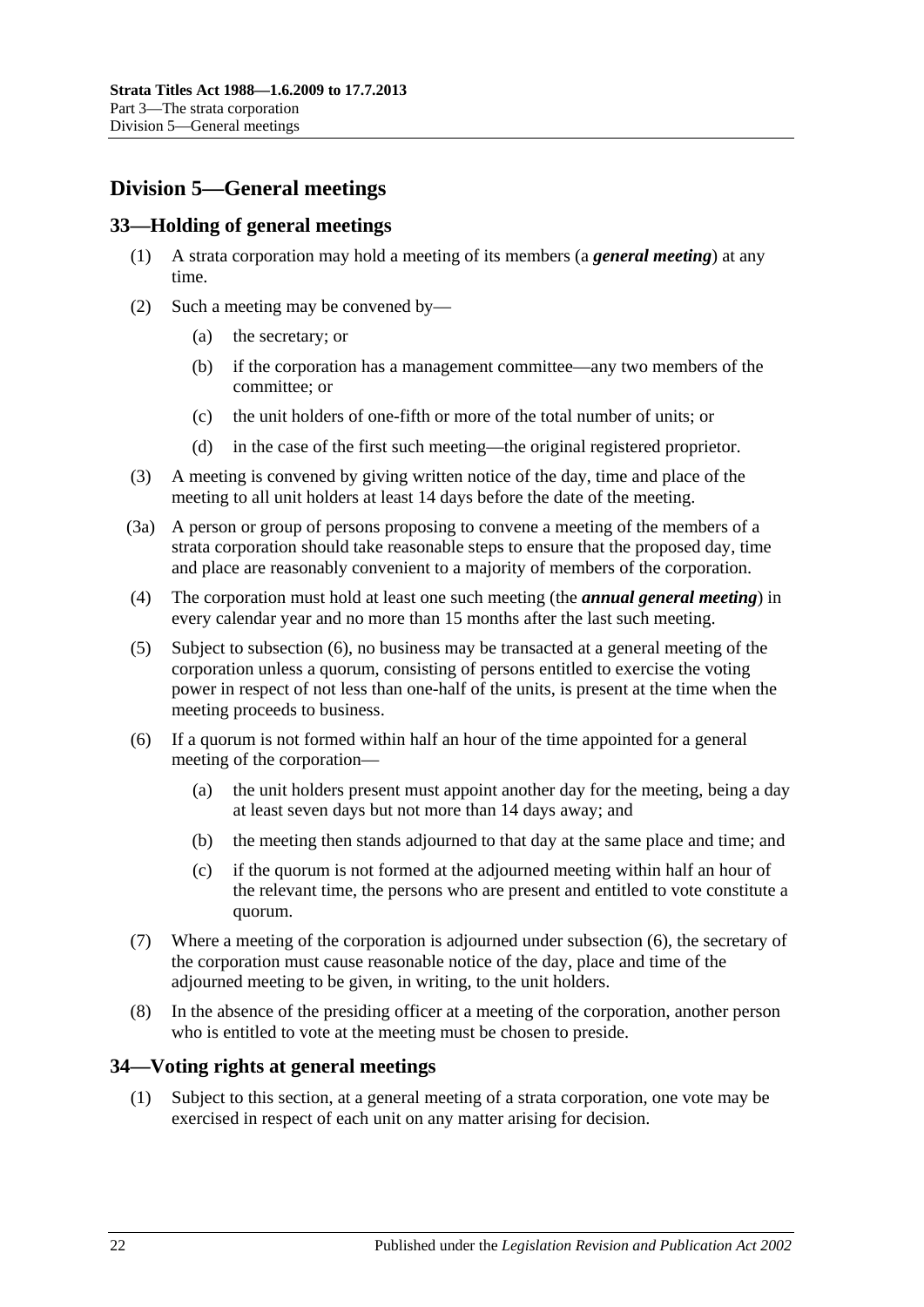## Division 5—General meetings

### 33—Holding of general meetings

(1) A strata corporation may hold a meeting of its members (a ***general meeting***) at any time.

(2) Such a meeting may be convened by—

(a) the secretary; or

(b) if the corporation has a management committee—any two members of the committee; or

(c) the unit holders of one-fifth or more of the total number of units; or

(d) in the case of the first such meeting—the original registered proprietor.

(3) A meeting is convened by giving written notice of the day, time and place of the meeting to all unit holders at least 14 days before the date of the meeting.

(3a) A person or group of persons proposing to convene a meeting of the members of a strata corporation should take reasonable steps to ensure that the proposed day, time and place are reasonably convenient to a majority of members of the corporation.

(4) The corporation must hold at least one such meeting (the ***annual general meeting***) in every calendar year and no more than 15 months after the last such meeting.

(5) Subject to subsection (6), no business may be transacted at a general meeting of the corporation unless a quorum, consisting of persons entitled to exercise the voting power in respect of not less than one-half of the units, is present at the time when the meeting proceeds to business.

(6) If a quorum is not formed within half an hour of the time appointed for a general meeting of the corporation—

(a) the unit holders present must appoint another day for the meeting, being a day at least seven days but not more than 14 days away; and

(b) the meeting then stands adjourned to that day at the same place and time; and

(c) if the quorum is not formed at the adjourned meeting within half an hour of the relevant time, the persons who are present and entitled to vote constitute a quorum.

(7) Where a meeting of the corporation is adjourned under subsection (6), the secretary of the corporation must cause reasonable notice of the day, place and time of the adjourned meeting to be given, in writing, to the unit holders.

(8) In the absence of the presiding officer at a meeting of the corporation, another person who is entitled to vote at the meeting must be chosen to preside.

### 34—Voting rights at general meetings

(1) Subject to this section, at a general meeting of a strata corporation, one vote may be exercised in respect of each unit on any matter arising for decision.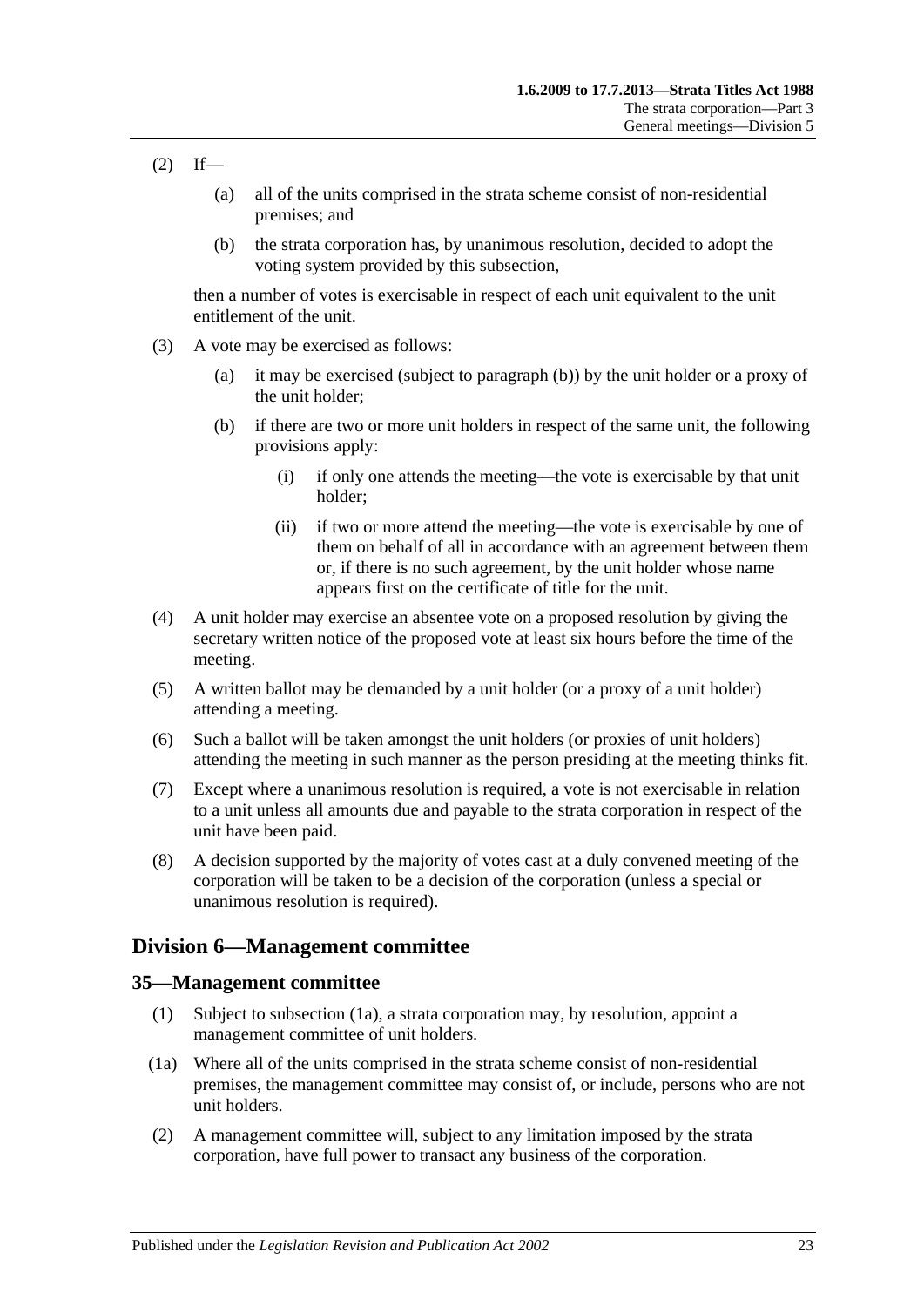(2) If—

(a) all of the units comprised in the strata scheme consist of non-residential premises; and

(b) the strata corporation has, by unanimous resolution, decided to adopt the voting system provided by this subsection,

then a number of votes is exercisable in respect of each unit equivalent to the unit entitlement of the unit.

(3) A vote may be exercised as follows:

(a) it may be exercised (subject to paragraph (b)) by the unit holder or a proxy of the unit holder;

(b) if there are two or more unit holders in respect of the same unit, the following provisions apply:

(i) if only one attends the meeting—the vote is exercisable by that unit holder;

(ii) if two or more attend the meeting—the vote is exercisable by one of them on behalf of all in accordance with an agreement between them or, if there is no such agreement, by the unit holder whose name appears first on the certificate of title for the unit.

(4) A unit holder may exercise an absentee vote on a proposed resolution by giving the secretary written notice of the proposed vote at least six hours before the time of the meeting.

(5) A written ballot may be demanded by a unit holder (or a proxy of a unit holder) attending a meeting.

(6) Such a ballot will be taken amongst the unit holders (or proxies of unit holders) attending the meeting in such manner as the person presiding at the meeting thinks fit.

(7) Except where a unanimous resolution is required, a vote is not exercisable in relation to a unit unless all amounts due and payable to the strata corporation in respect of the unit have been paid.

(8) A decision supported by the majority of votes cast at a duly convened meeting of the corporation will be taken to be a decision of the corporation (unless a special or unanimous resolution is required).

## Division 6—Management committee

### 35—Management committee

(1) Subject to subsection (1a), a strata corporation may, by resolution, appoint a management committee of unit holders.

(1a) Where all of the units comprised in the strata scheme consist of non-residential premises, the management committee may consist of, or include, persons who are not unit holders.

(2) A management committee will, subject to any limitation imposed by the strata corporation, have full power to transact any business of the corporation.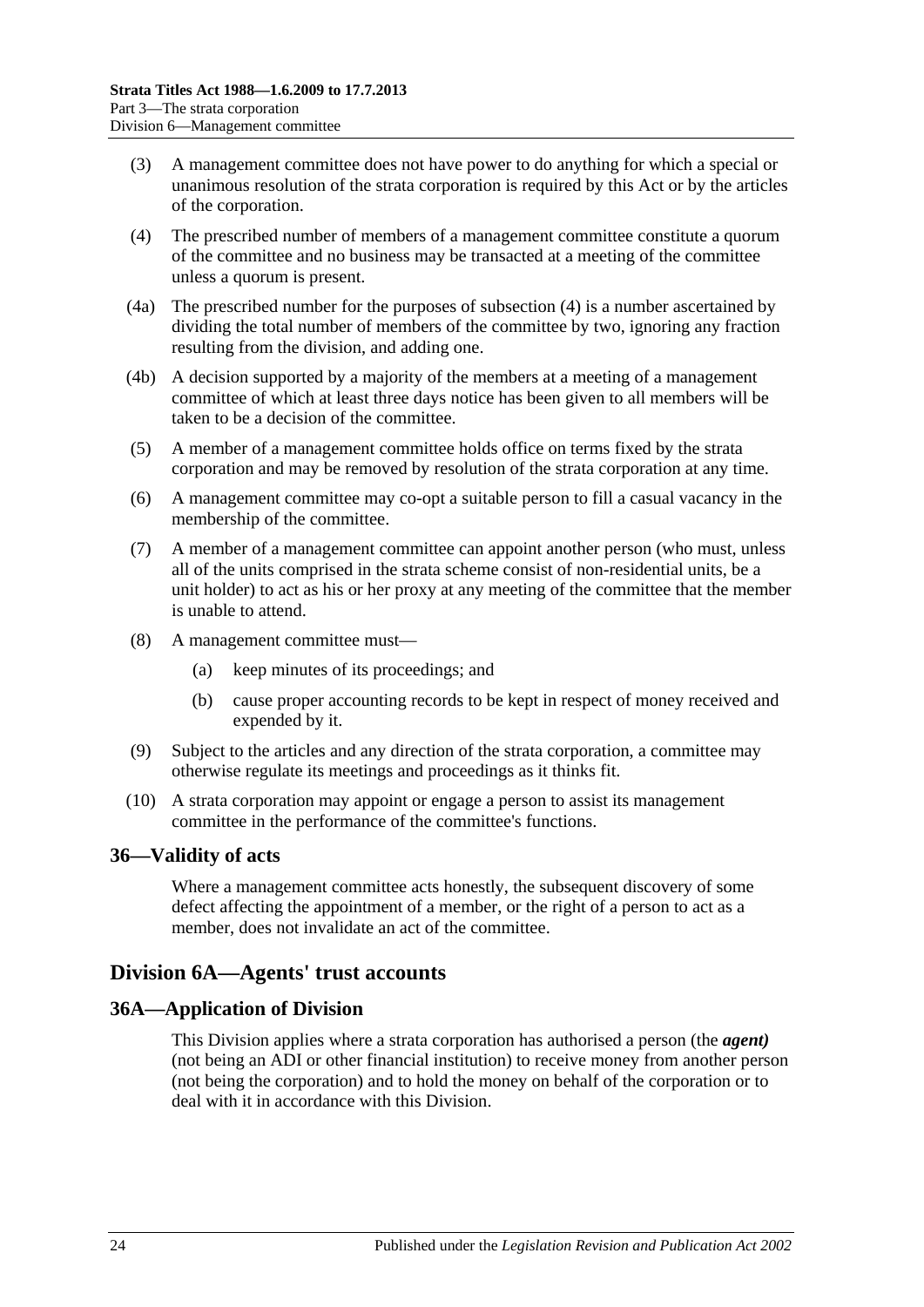(3) A management committee does not have power to do anything for which a special or unanimous resolution of the strata corporation is required by this Act or by the articles of the corporation.

(4) The prescribed number of members of a management committee constitute a quorum of the committee and no business may be transacted at a meeting of the committee unless a quorum is present.

(4a) The prescribed number for the purposes of subsection (4) is a number ascertained by dividing the total number of members of the committee by two, ignoring any fraction resulting from the division, and adding one.

(4b) A decision supported by a majority of the members at a meeting of a management committee of which at least three days notice has been given to all members will be taken to be a decision of the committee.

(5) A member of a management committee holds office on terms fixed by the strata corporation and may be removed by resolution of the strata corporation at any time.

(6) A management committee may co-opt a suitable person to fill a casual vacancy in the membership of the committee.

(7) A member of a management committee can appoint another person (who must, unless all of the units comprised in the strata scheme consist of non-residential units, be a unit holder) to act as his or her proxy at any meeting of the committee that the member is unable to attend.

(8) A management committee must—

- (a) keep minutes of its proceedings; and
- (b) cause proper accounting records to be kept in respect of money received and expended by it.

(9) Subject to the articles and any direction of the strata corporation, a committee may otherwise regulate its meetings and proceedings as it thinks fit.

(10) A strata corporation may appoint or engage a person to assist its management committee in the performance of the committee's functions.

### 36—Validity of acts

Where a management committee acts honestly, the subsequent discovery of some defect affecting the appointment of a member, or the right of a person to act as a member, does not invalidate an act of the committee.

## Division 6A—Agents' trust accounts

### 36A—Application of Division

This Division applies where a strata corporation has authorised a person (the ***agent)*** (not being an ADI or other financial institution) to receive money from another person (not being the corporation) and to hold the money on behalf of the corporation or to deal with it in accordance with this Division.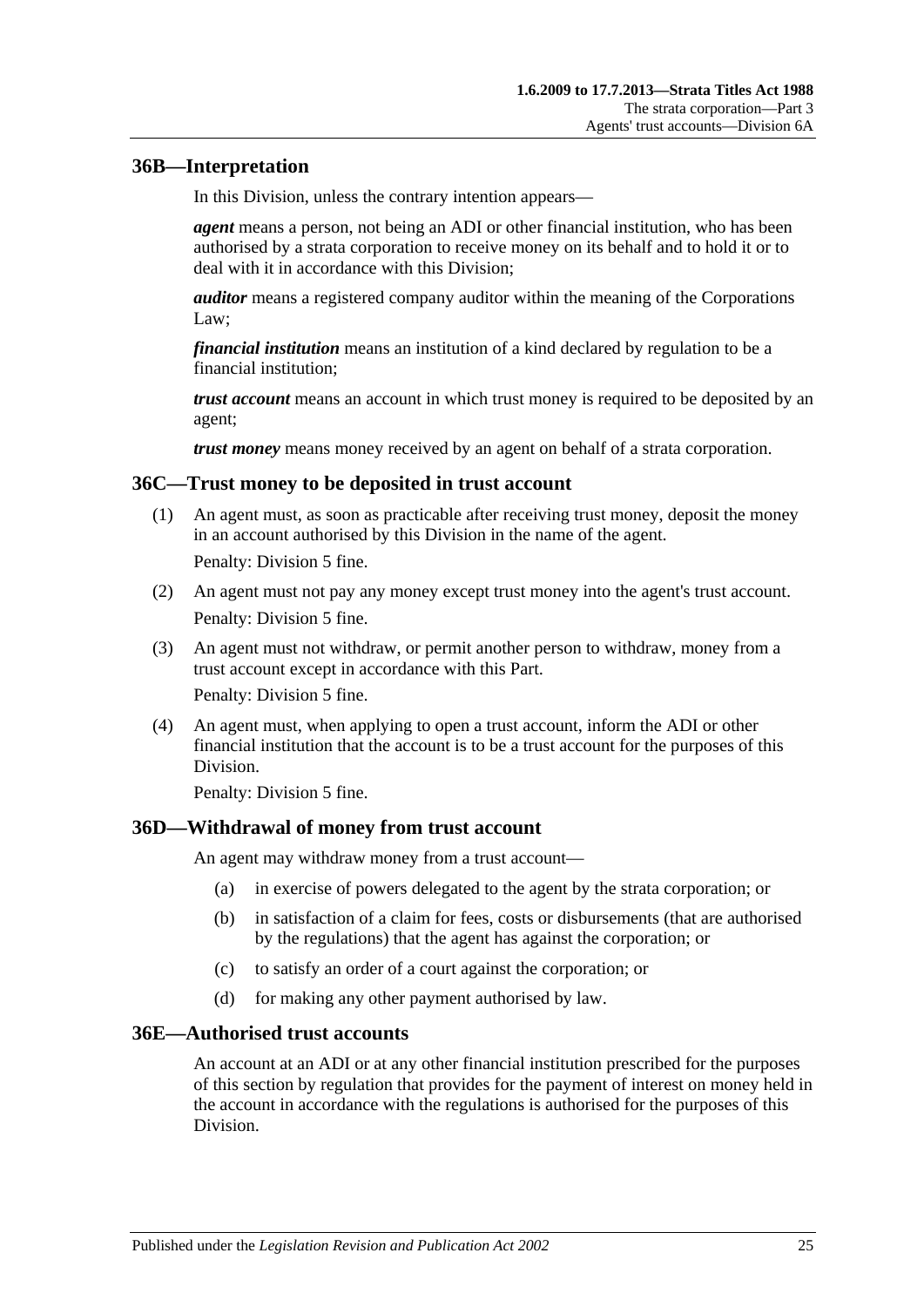## 36B—Interpretation

In this Division, unless the contrary intention appears—

***agent*** means a person, not being an ADI or other financial institution, who has been authorised by a strata corporation to receive money on its behalf and to hold it or to deal with it in accordance with this Division;

***auditor*** means a registered company auditor within the meaning of the Corporations Law;

***financial institution*** means an institution of a kind declared by regulation to be a financial institution;

***trust account*** means an account in which trust money is required to be deposited by an agent;

***trust money*** means money received by an agent on behalf of a strata corporation.

## 36C—Trust money to be deposited in trust account

(1) An agent must, as soon as practicable after receiving trust money, deposit the money in an account authorised by this Division in the name of the agent.

Penalty: Division 5 fine.

(2) An agent must not pay any money except trust money into the agent's trust account.

Penalty: Division 5 fine.

(3) An agent must not withdraw, or permit another person to withdraw, money from a trust account except in accordance with this Part.

Penalty: Division 5 fine.

(4) An agent must, when applying to open a trust account, inform the ADI or other financial institution that the account is to be a trust account for the purposes of this Division.

Penalty: Division 5 fine.

## 36D—Withdrawal of money from trust account

An agent may withdraw money from a trust account—

(a) in exercise of powers delegated to the agent by the strata corporation; or

(b) in satisfaction of a claim for fees, costs or disbursements (that are authorised by the regulations) that the agent has against the corporation; or

(c) to satisfy an order of a court against the corporation; or

(d) for making any other payment authorised by law.

## 36E—Authorised trust accounts

An account at an ADI or at any other financial institution prescribed for the purposes of this section by regulation that provides for the payment of interest on money held in the account in accordance with the regulations is authorised for the purposes of this Division.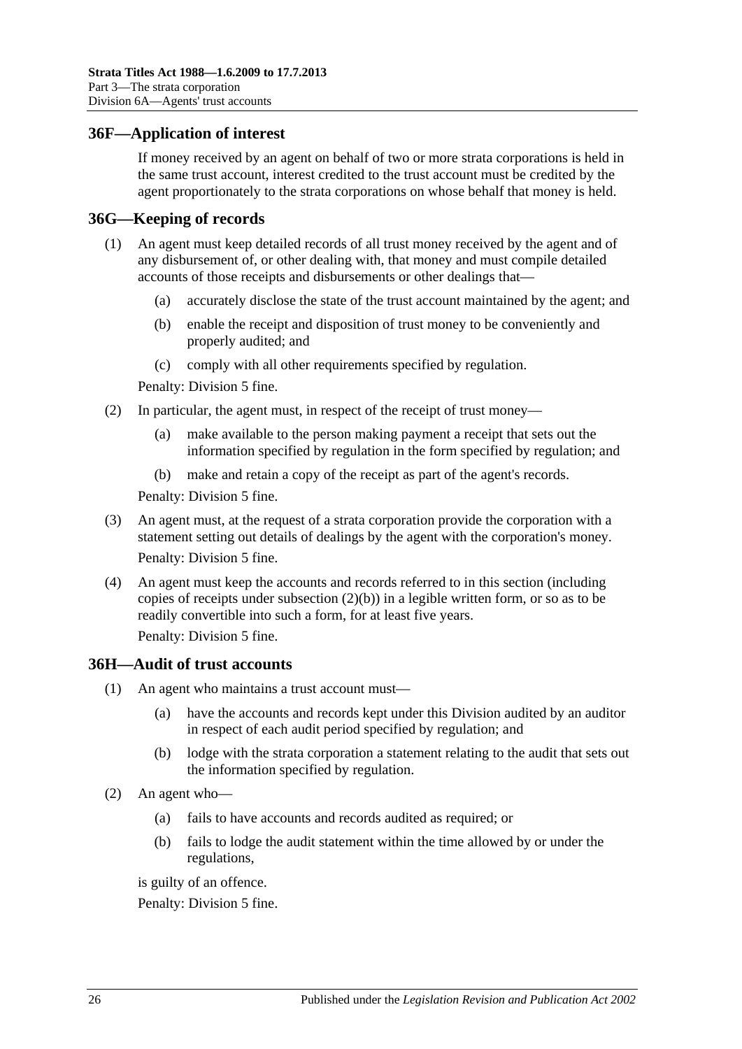## 36F—Application of interest

If money received by an agent on behalf of two or more strata corporations is held in the same trust account, interest credited to the trust account must be credited by the agent proportionately to the strata corporations on whose behalf that money is held.

## 36G—Keeping of records

(1) An agent must keep detailed records of all trust money received by the agent and of any disbursement of, or other dealing with, that money and must compile detailed accounts of those receipts and disbursements or other dealings that—

(a) accurately disclose the state of the trust account maintained by the agent; and

(b) enable the receipt and disposition of trust money to be conveniently and properly audited; and

(c) comply with all other requirements specified by regulation.

Penalty: Division 5 fine.

(2) In particular, the agent must, in respect of the receipt of trust money—

(a) make available to the person making payment a receipt that sets out the information specified by regulation in the form specified by regulation; and

(b) make and retain a copy of the receipt as part of the agent's records.

Penalty: Division 5 fine.

(3) An agent must, at the request of a strata corporation provide the corporation with a statement setting out details of dealings by the agent with the corporation's money.

Penalty: Division 5 fine.

(4) An agent must keep the accounts and records referred to in this section (including copies of receipts under subsection (2)(b)) in a legible written form, or so as to be readily convertible into such a form, for at least five years.

Penalty: Division 5 fine.

## 36H—Audit of trust accounts

(1) An agent who maintains a trust account must—

(a) have the accounts and records kept under this Division audited by an auditor in respect of each audit period specified by regulation; and

(b) lodge with the strata corporation a statement relating to the audit that sets out the information specified by regulation.

(2) An agent who—

(a) fails to have accounts and records audited as required; or

(b) fails to lodge the audit statement within the time allowed by or under the regulations,

is guilty of an offence.

Penalty: Division 5 fine.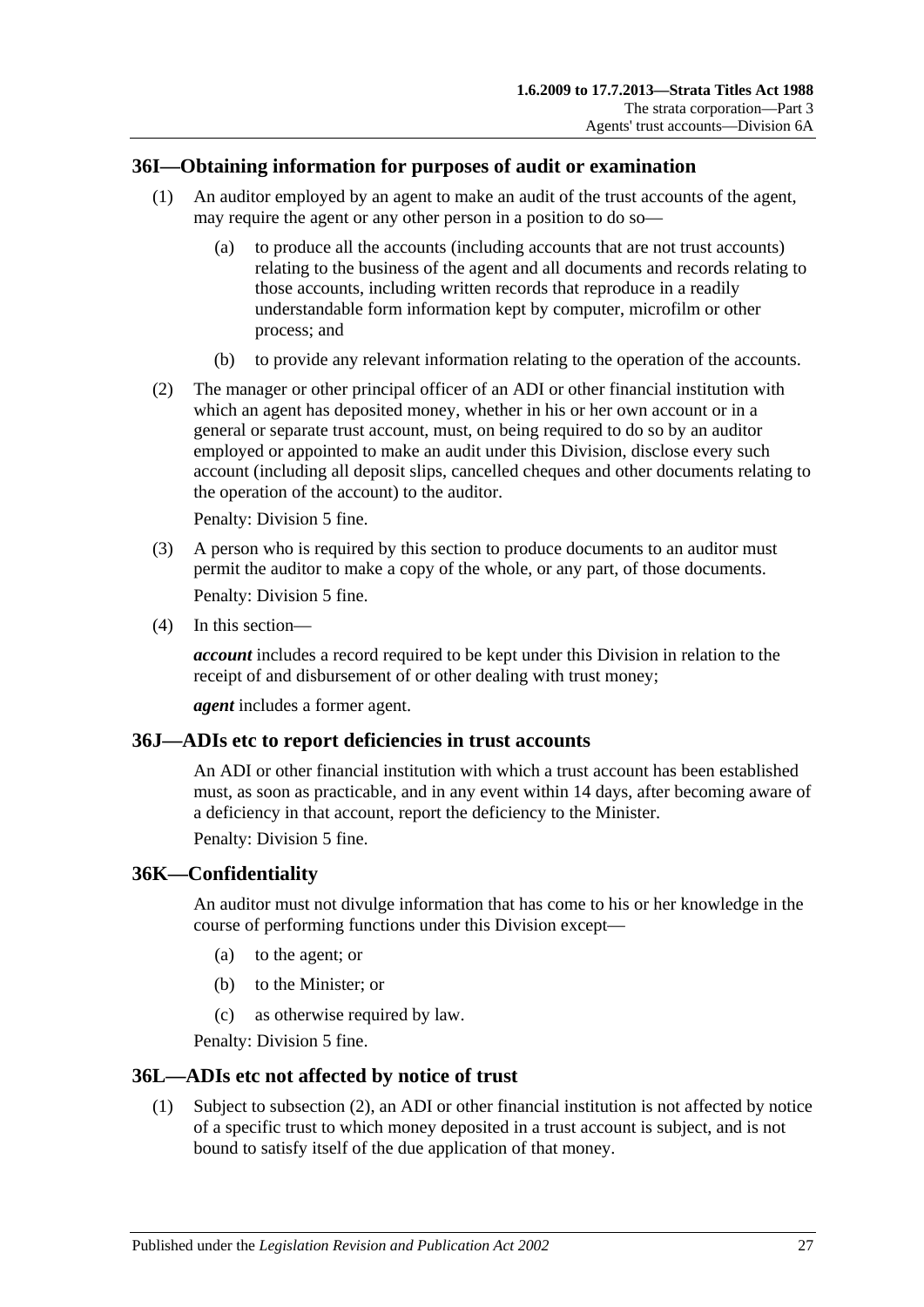## 36I—Obtaining information for purposes of audit or examination

(1) An auditor employed by an agent to make an audit of the trust accounts of the agent, may require the agent or any other person in a position to do so—

   (a) to produce all the accounts (including accounts that are not trust accounts) relating to the business of the agent and all documents and records relating to those accounts, including written records that reproduce in a readily understandable form information kept by computer, microfilm or other process; and

   (b) to provide any relevant information relating to the operation of the accounts.

(2) The manager or other principal officer of an ADI or other financial institution with which an agent has deposited money, whether in his or her own account or in a general or separate trust account, must, on being required to do so by an auditor employed or appointed to make an audit under this Division, disclose every such account (including all deposit slips, cancelled cheques and other documents relating to the operation of the account) to the auditor.

Penalty: Division 5 fine.

(3) A person who is required by this section to produce documents to an auditor must permit the auditor to make a copy of the whole, or any part, of those documents.

Penalty: Division 5 fine.

(4) In this section—

***account*** includes a record required to be kept under this Division in relation to the receipt of and disbursement of or other dealing with trust money;

***agent*** includes a former agent.

## 36J—ADIs etc to report deficiencies in trust accounts

An ADI or other financial institution with which a trust account has been established must, as soon as practicable, and in any event within 14 days, after becoming aware of a deficiency in that account, report the deficiency to the Minister.

Penalty: Division 5 fine.

## 36K—Confidentiality

An auditor must not divulge information that has come to his or her knowledge in the course of performing functions under this Division except—

   (a) to the agent; or

   (b) to the Minister; or

   (c) as otherwise required by law.

Penalty: Division 5 fine.

## 36L—ADIs etc not affected by notice of trust

(1) Subject to subsection (2), an ADI or other financial institution is not affected by notice of a specific trust to which money deposited in a trust account is subject, and is not bound to satisfy itself of the due application of that money.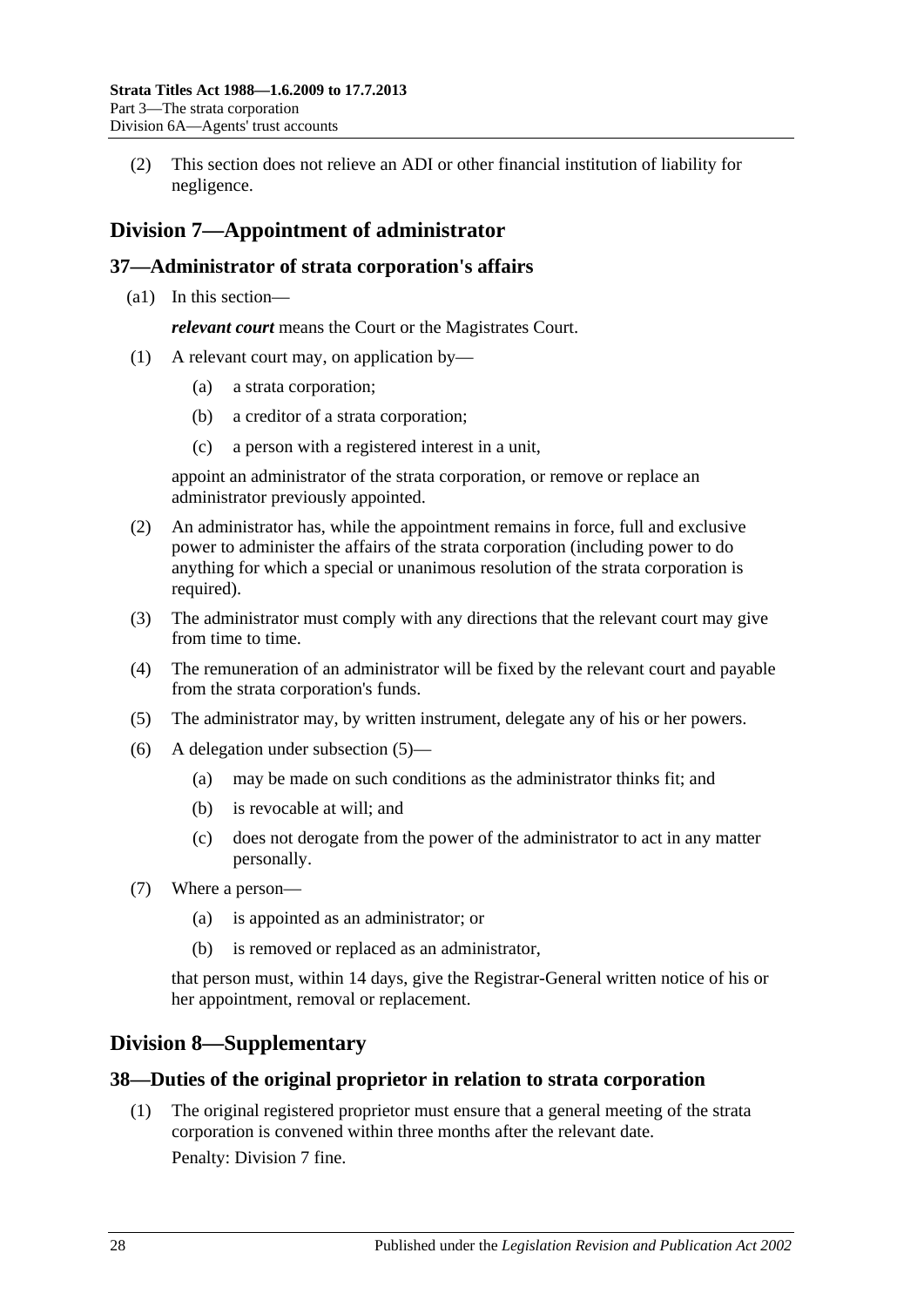(2) This section does not relieve an ADI or other financial institution of liability for negligence.

## Division 7—Appointment of administrator

### 37—Administrator of strata corporation's affairs

(a1) In this section—

***relevant court*** means the Court or the Magistrates Court.

(1) A relevant court may, on application by—

(a) a strata corporation;

(b) a creditor of a strata corporation;

(c) a person with a registered interest in a unit,

appoint an administrator of the strata corporation, or remove or replace an administrator previously appointed.

(2) An administrator has, while the appointment remains in force, full and exclusive power to administer the affairs of the strata corporation (including power to do anything for which a special or unanimous resolution of the strata corporation is required).

(3) The administrator must comply with any directions that the relevant court may give from time to time.

(4) The remuneration of an administrator will be fixed by the relevant court and payable from the strata corporation's funds.

(5) The administrator may, by written instrument, delegate any of his or her powers.

(6) A delegation under subsection (5)—

(a) may be made on such conditions as the administrator thinks fit; and

(b) is revocable at will; and

(c) does not derogate from the power of the administrator to act in any matter personally.

(7) Where a person—

(a) is appointed as an administrator; or

(b) is removed or replaced as an administrator,

that person must, within 14 days, give the Registrar-General written notice of his or her appointment, removal or replacement.

## Division 8—Supplementary

### 38—Duties of the original proprietor in relation to strata corporation

(1) The original registered proprietor must ensure that a general meeting of the strata corporation is convened within three months after the relevant date.

Penalty: Division 7 fine.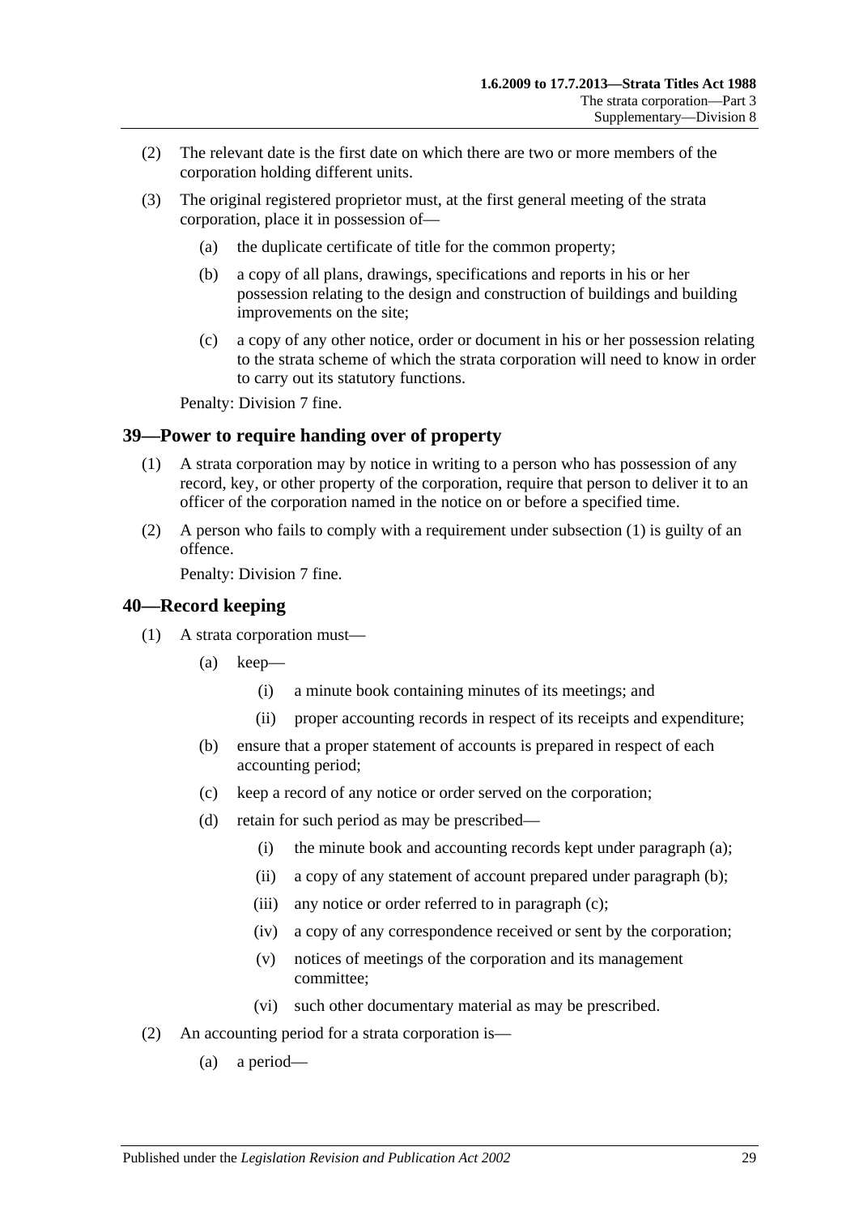(2) The relevant date is the first date on which there are two or more members of the corporation holding different units.

(3) The original registered proprietor must, at the first general meeting of the strata corporation, place it in possession of—

(a) the duplicate certificate of title for the common property;

(b) a copy of all plans, drawings, specifications and reports in his or her possession relating to the design and construction of buildings and building improvements on the site;

(c) a copy of any other notice, order or document in his or her possession relating to the strata scheme of which the strata corporation will need to know in order to carry out its statutory functions.

Penalty: Division 7 fine.

## 39—Power to require handing over of property

(1) A strata corporation may by notice in writing to a person who has possession of any record, key, or other property of the corporation, require that person to deliver it to an officer of the corporation named in the notice on or before a specified time.

(2) A person who fails to comply with a requirement under subsection (1) is guilty of an offence.

Penalty: Division 7 fine.

## 40—Record keeping

(1) A strata corporation must—

(a) keep—

(i) a minute book containing minutes of its meetings; and

(ii) proper accounting records in respect of its receipts and expenditure;

(b) ensure that a proper statement of accounts is prepared in respect of each accounting period;

(c) keep a record of any notice or order served on the corporation;

(d) retain for such period as may be prescribed—

(i) the minute book and accounting records kept under paragraph (a);

(ii) a copy of any statement of account prepared under paragraph (b);

(iii) any notice or order referred to in paragraph (c);

(iv) a copy of any correspondence received or sent by the corporation;

(v) notices of meetings of the corporation and its management committee;

(vi) such other documentary material as may be prescribed.

(2) An accounting period for a strata corporation is—

(a) a period—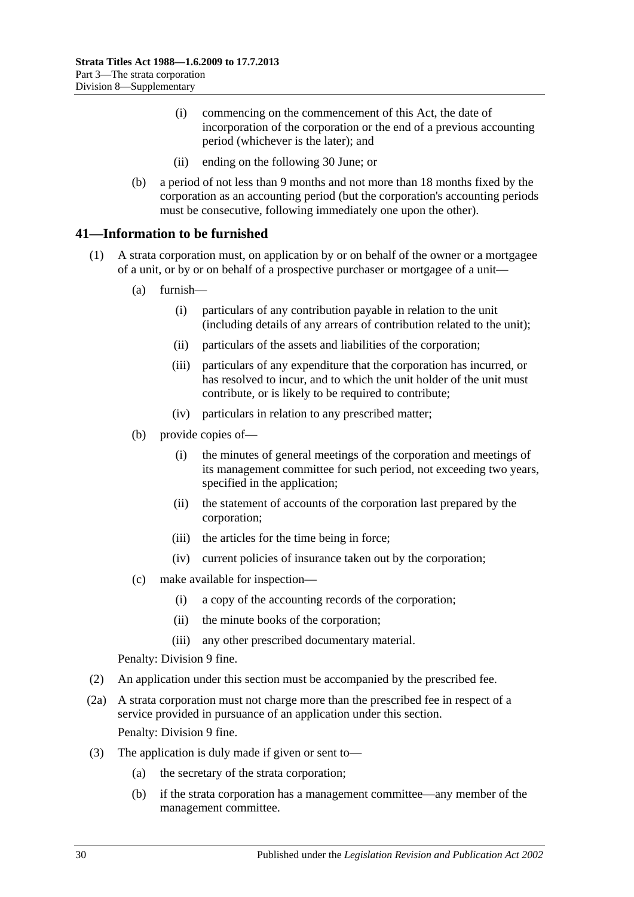(i) commencing on the commencement of this Act, the date of incorporation of the corporation or the end of a previous accounting period (whichever is the later); and

(ii) ending on the following 30 June; or

(b) a period of not less than 9 months and not more than 18 months fixed by the corporation as an accounting period (but the corporation's accounting periods must be consecutive, following immediately one upon the other).

## 41—Information to be furnished

(1) A strata corporation must, on application by or on behalf of the owner or a mortgagee of a unit, or by or on behalf of a prospective purchaser or mortgagee of a unit—

(a) furnish—

(i) particulars of any contribution payable in relation to the unit (including details of any arrears of contribution related to the unit);

(ii) particulars of the assets and liabilities of the corporation;

(iii) particulars of any expenditure that the corporation has incurred, or has resolved to incur, and to which the unit holder of the unit must contribute, or is likely to be required to contribute;

(iv) particulars in relation to any prescribed matter;

(b) provide copies of—

(i) the minutes of general meetings of the corporation and meetings of its management committee for such period, not exceeding two years, specified in the application;

(ii) the statement of accounts of the corporation last prepared by the corporation;

(iii) the articles for the time being in force;

(iv) current policies of insurance taken out by the corporation;

(c) make available for inspection—

(i) a copy of the accounting records of the corporation;

(ii) the minute books of the corporation;

(iii) any other prescribed documentary material.

Penalty: Division 9 fine.

(2) An application under this section must be accompanied by the prescribed fee.

(2a) A strata corporation must not charge more than the prescribed fee in respect of a service provided in pursuance of an application under this section.

Penalty: Division 9 fine.

(3) The application is duly made if given or sent to—

(a) the secretary of the strata corporation;

(b) if the strata corporation has a management committee—any member of the management committee.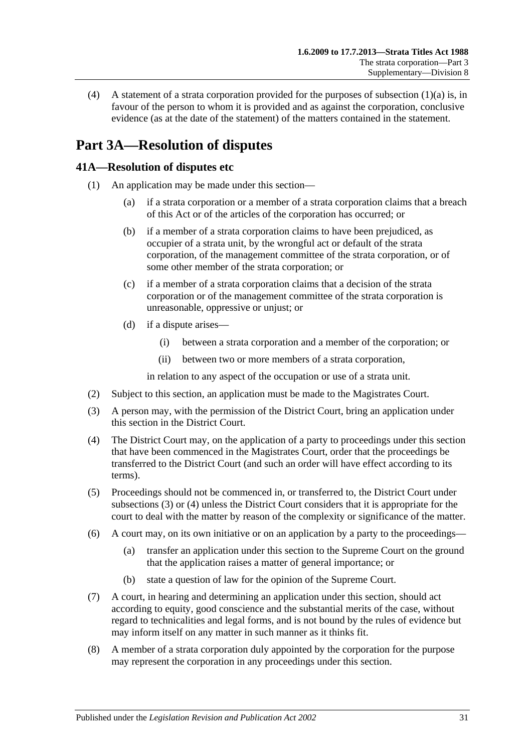(4) A statement of a strata corporation provided for the purposes of subsection (1)(a) is, in favour of the person to whom it is provided and as against the corporation, conclusive evidence (as at the date of the statement) of the matters contained in the statement.

# Part 3A—Resolution of disputes

## 41A—Resolution of disputes etc

(1) An application may be made under this section—

(a) if a strata corporation or a member of a strata corporation claims that a breach of this Act or of the articles of the corporation has occurred; or

(b) if a member of a strata corporation claims to have been prejudiced, as occupier of a strata unit, by the wrongful act or default of the strata corporation, of the management committee of the strata corporation, or of some other member of the strata corporation; or

(c) if a member of a strata corporation claims that a decision of the strata corporation or of the management committee of the strata corporation is unreasonable, oppressive or unjust; or

(d) if a dispute arises—

(i) between a strata corporation and a member of the corporation; or

(ii) between two or more members of a strata corporation,

in relation to any aspect of the occupation or use of a strata unit.

(2) Subject to this section, an application must be made to the Magistrates Court.

(3) A person may, with the permission of the District Court, bring an application under this section in the District Court.

(4) The District Court may, on the application of a party to proceedings under this section that have been commenced in the Magistrates Court, order that the proceedings be transferred to the District Court (and such an order will have effect according to its terms).

(5) Proceedings should not be commenced in, or transferred to, the District Court under subsections (3) or (4) unless the District Court considers that it is appropriate for the court to deal with the matter by reason of the complexity or significance of the matter.

(6) A court may, on its own initiative or on an application by a party to the proceedings—

(a) transfer an application under this section to the Supreme Court on the ground that the application raises a matter of general importance; or

(b) state a question of law for the opinion of the Supreme Court.

(7) A court, in hearing and determining an application under this section, should act according to equity, good conscience and the substantial merits of the case, without regard to technicalities and legal forms, and is not bound by the rules of evidence but may inform itself on any matter in such manner as it thinks fit.

(8) A member of a strata corporation duly appointed by the corporation for the purpose may represent the corporation in any proceedings under this section.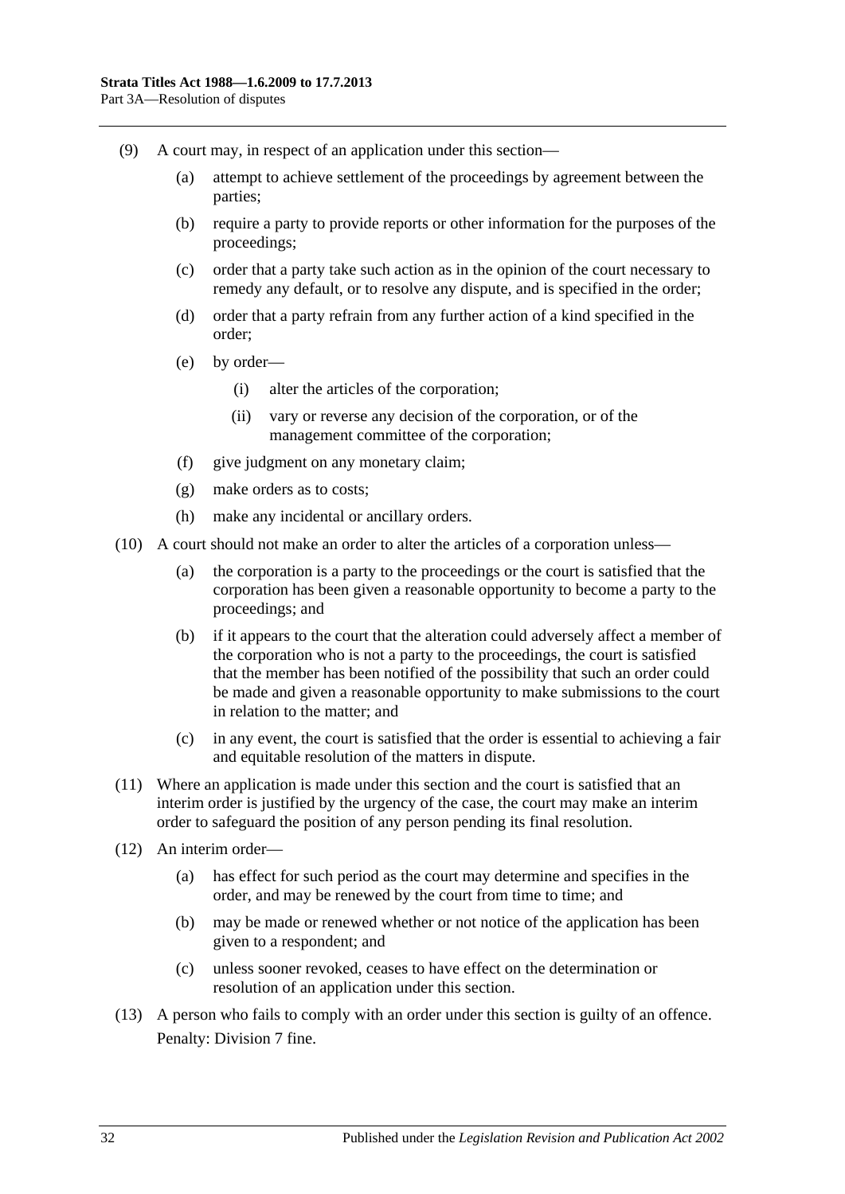(9) A court may, in respect of an application under this section—

(a) attempt to achieve settlement of the proceedings by agreement between the parties;

(b) require a party to provide reports or other information for the purposes of the proceedings;

(c) order that a party take such action as in the opinion of the court necessary to remedy any default, or to resolve any dispute, and is specified in the order;

(d) order that a party refrain from any further action of a kind specified in the order;

(e) by order—

(i) alter the articles of the corporation;

(ii) vary or reverse any decision of the corporation, or of the management committee of the corporation;

(f) give judgment on any monetary claim;

(g) make orders as to costs;

(h) make any incidental or ancillary orders.

(10) A court should not make an order to alter the articles of a corporation unless—

(a) the corporation is a party to the proceedings or the court is satisfied that the corporation has been given a reasonable opportunity to become a party to the proceedings; and

(b) if it appears to the court that the alteration could adversely affect a member of the corporation who is not a party to the proceedings, the court is satisfied that the member has been notified of the possibility that such an order could be made and given a reasonable opportunity to make submissions to the court in relation to the matter; and

(c) in any event, the court is satisfied that the order is essential to achieving a fair and equitable resolution of the matters in dispute.

(11) Where an application is made under this section and the court is satisfied that an interim order is justified by the urgency of the case, the court may make an interim order to safeguard the position of any person pending its final resolution.

(12) An interim order—

(a) has effect for such period as the court may determine and specifies in the order, and may be renewed by the court from time to time; and

(b) may be made or renewed whether or not notice of the application has been given to a respondent; and

(c) unless sooner revoked, ceases to have effect on the determination or resolution of an application under this section.

(13) A person who fails to comply with an order under this section is guilty of an offence.

Penalty: Division 7 fine.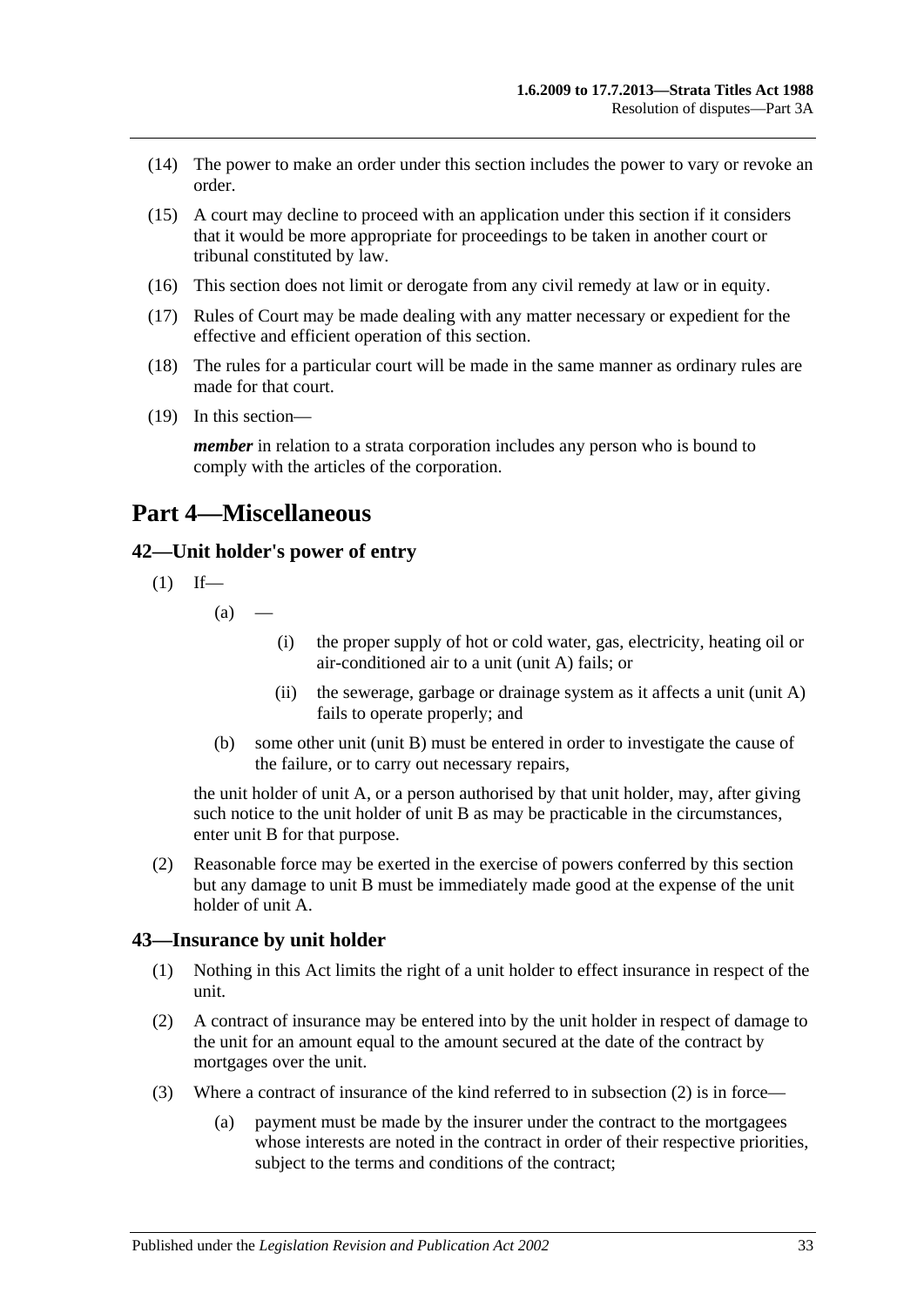(14) The power to make an order under this section includes the power to vary or revoke an order.

(15) A court may decline to proceed with an application under this section if it considers that it would be more appropriate for proceedings to be taken in another court or tribunal constituted by law.

(16) This section does not limit or derogate from any civil remedy at law or in equity.

(17) Rules of Court may be made dealing with any matter necessary or expedient for the effective and efficient operation of this section.

(18) The rules for a particular court will be made in the same manner as ordinary rules are made for that court.

(19) In this section—

***member*** in relation to a strata corporation includes any person who is bound to comply with the articles of the corporation.

# Part 4—Miscellaneous

## 42—Unit holder's power of entry

(1) If—

(a) —

(i) the proper supply of hot or cold water, gas, electricity, heating oil or air-conditioned air to a unit (unit A) fails; or

(ii) the sewerage, garbage or drainage system as it affects a unit (unit A) fails to operate properly; and

(b) some other unit (unit B) must be entered in order to investigate the cause of the failure, or to carry out necessary repairs,

the unit holder of unit A, or a person authorised by that unit holder, may, after giving such notice to the unit holder of unit B as may be practicable in the circumstances, enter unit B for that purpose.

(2) Reasonable force may be exerted in the exercise of powers conferred by this section but any damage to unit B must be immediately made good at the expense of the unit holder of unit A.

## 43—Insurance by unit holder

(1) Nothing in this Act limits the right of a unit holder to effect insurance in respect of the unit.

(2) A contract of insurance may be entered into by the unit holder in respect of damage to the unit for an amount equal to the amount secured at the date of the contract by mortgages over the unit.

(3) Where a contract of insurance of the kind referred to in subsection (2) is in force—

(a) payment must be made by the insurer under the contract to the mortgagees whose interests are noted in the contract in order of their respective priorities, subject to the terms and conditions of the contract;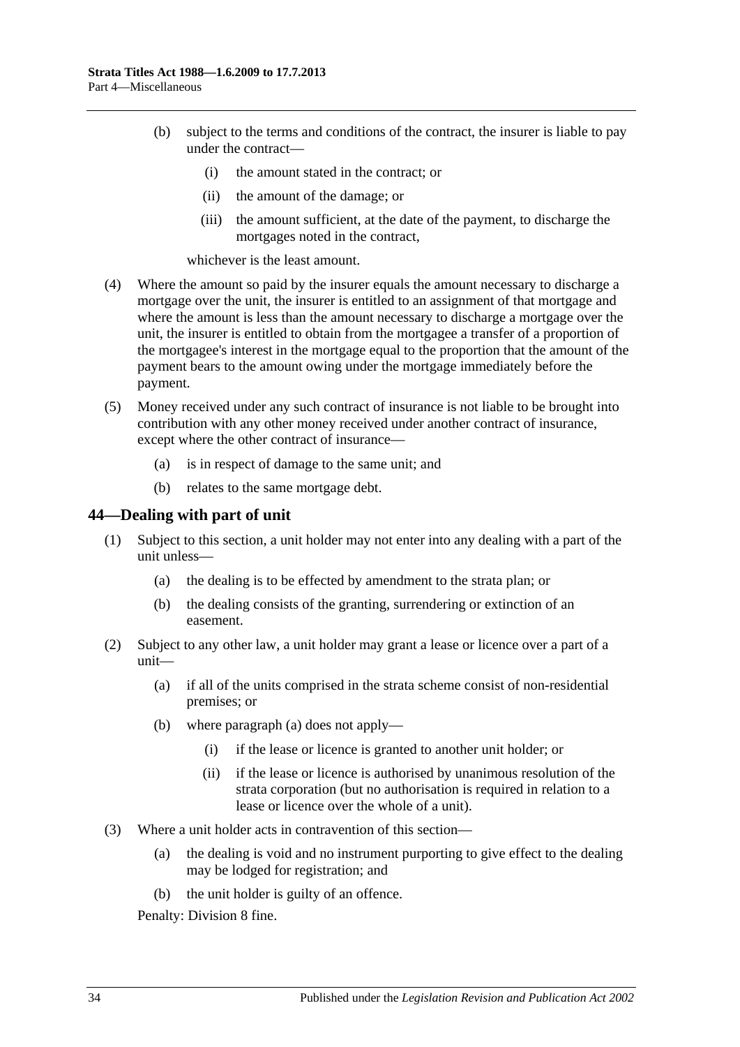(b) subject to the terms and conditions of the contract, the insurer is liable to pay under the contract—

(i) the amount stated in the contract; or

(ii) the amount of the damage; or

(iii) the amount sufficient, at the date of the payment, to discharge the mortgages noted in the contract,

whichever is the least amount.

(4) Where the amount so paid by the insurer equals the amount necessary to discharge a mortgage over the unit, the insurer is entitled to an assignment of that mortgage and where the amount is less than the amount necessary to discharge a mortgage over the unit, the insurer is entitled to obtain from the mortgagee a transfer of a proportion of the mortgagee's interest in the mortgage equal to the proportion that the amount of the payment bears to the amount owing under the mortgage immediately before the payment.

(5) Money received under any such contract of insurance is not liable to be brought into contribution with any other money received under another contract of insurance, except where the other contract of insurance—

(a) is in respect of damage to the same unit; and

(b) relates to the same mortgage debt.

## 44—Dealing with part of unit

(1) Subject to this section, a unit holder may not enter into any dealing with a part of the unit unless—

(a) the dealing is to be effected by amendment to the strata plan; or

(b) the dealing consists of the granting, surrendering or extinction of an easement.

(2) Subject to any other law, a unit holder may grant a lease or licence over a part of a unit—

(a) if all of the units comprised in the strata scheme consist of non-residential premises; or

(b) where paragraph (a) does not apply—

(i) if the lease or licence is granted to another unit holder; or

(ii) if the lease or licence is authorised by unanimous resolution of the strata corporation (but no authorisation is required in relation to a lease or licence over the whole of a unit).

(3) Where a unit holder acts in contravention of this section—

(a) the dealing is void and no instrument purporting to give effect to the dealing may be lodged for registration; and

(b) the unit holder is guilty of an offence.

Penalty: Division 8 fine.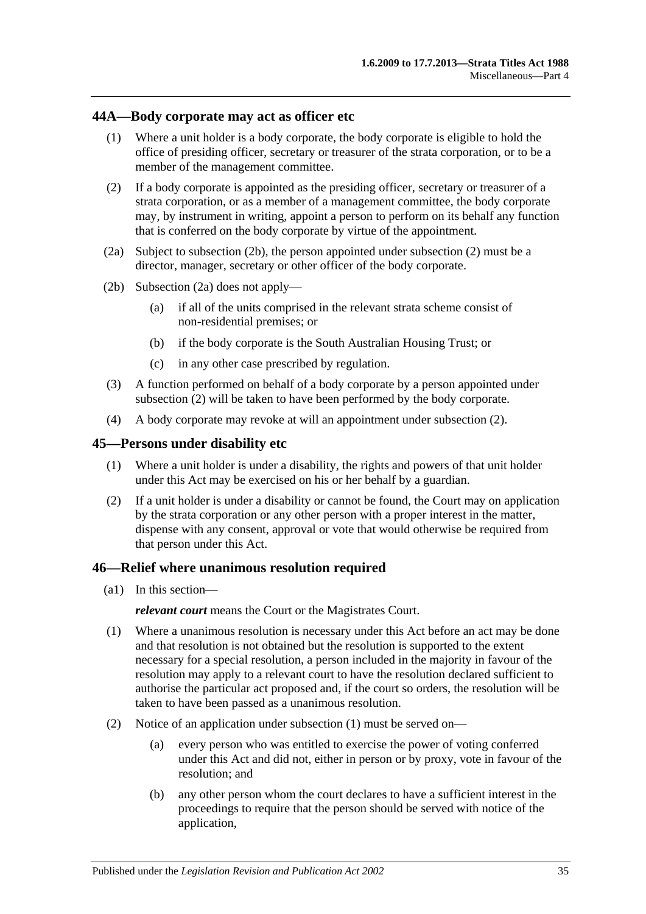## 44A—Body corporate may act as officer etc

(1) Where a unit holder is a body corporate, the body corporate is eligible to hold the office of presiding officer, secretary or treasurer of the strata corporation, or to be a member of the management committee.

(2) If a body corporate is appointed as the presiding officer, secretary or treasurer of a strata corporation, or as a member of a management committee, the body corporate may, by instrument in writing, appoint a person to perform on its behalf any function that is conferred on the body corporate by virtue of the appointment.

(2a) Subject to subsection (2b), the person appointed under subsection (2) must be a director, manager, secretary or other officer of the body corporate.

(2b) Subsection (2a) does not apply—

(a) if all of the units comprised in the relevant strata scheme consist of non-residential premises; or

(b) if the body corporate is the South Australian Housing Trust; or

(c) in any other case prescribed by regulation.

(3) A function performed on behalf of a body corporate by a person appointed under subsection (2) will be taken to have been performed by the body corporate.

(4) A body corporate may revoke at will an appointment under subsection (2).

## 45—Persons under disability etc

(1) Where a unit holder is under a disability, the rights and powers of that unit holder under this Act may be exercised on his or her behalf by a guardian.

(2) If a unit holder is under a disability or cannot be found, the Court may on application by the strata corporation or any other person with a proper interest in the matter, dispense with any consent, approval or vote that would otherwise be required from that person under this Act.

## 46—Relief where unanimous resolution required

(a1) In this section—

***relevant court*** means the Court or the Magistrates Court.

(1) Where a unanimous resolution is necessary under this Act before an act may be done and that resolution is not obtained but the resolution is supported to the extent necessary for a special resolution, a person included in the majority in favour of the resolution may apply to a relevant court to have the resolution declared sufficient to authorise the particular act proposed and, if the court so orders, the resolution will be taken to have been passed as a unanimous resolution.

(2) Notice of an application under subsection (1) must be served on—

(a) every person who was entitled to exercise the power of voting conferred under this Act and did not, either in person or by proxy, vote in favour of the resolution; and

(b) any other person whom the court declares to have a sufficient interest in the proceedings to require that the person should be served with notice of the application,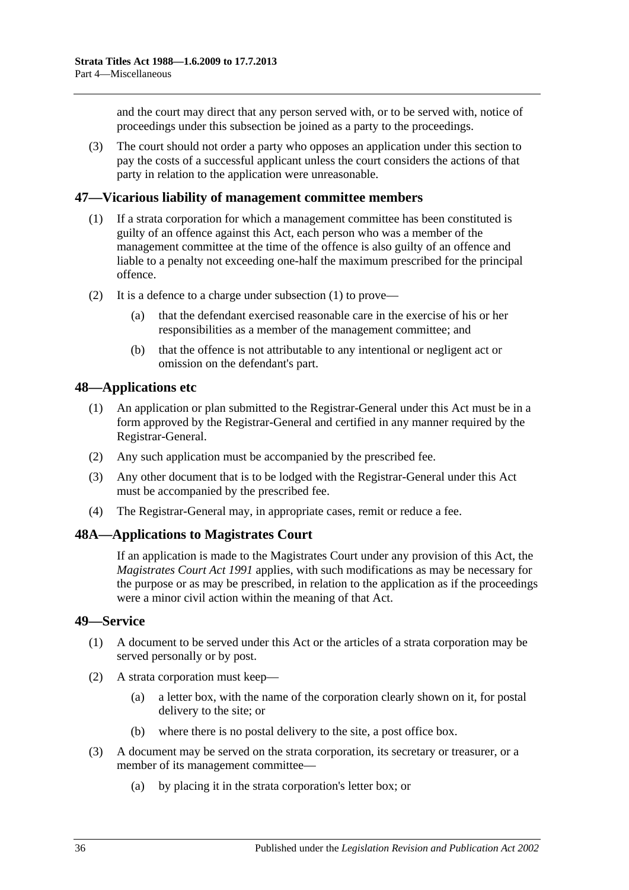and the court may direct that any person served with, or to be served with, notice of proceedings under this subsection be joined as a party to the proceedings.

(3) The court should not order a party who opposes an application under this section to pay the costs of a successful applicant unless the court considers the actions of that party in relation to the application were unreasonable.

## 47—Vicarious liability of management committee members

(1) If a strata corporation for which a management committee has been constituted is guilty of an offence against this Act, each person who was a member of the management committee at the time of the offence is also guilty of an offence and liable to a penalty not exceeding one-half the maximum prescribed for the principal offence.

(2) It is a defence to a charge under subsection (1) to prove—

(a) that the defendant exercised reasonable care in the exercise of his or her responsibilities as a member of the management committee; and

(b) that the offence is not attributable to any intentional or negligent act or omission on the defendant's part.

## 48—Applications etc

(1) An application or plan submitted to the Registrar-General under this Act must be in a form approved by the Registrar-General and certified in any manner required by the Registrar-General.

(2) Any such application must be accompanied by the prescribed fee.

(3) Any other document that is to be lodged with the Registrar-General under this Act must be accompanied by the prescribed fee.

(4) The Registrar-General may, in appropriate cases, remit or reduce a fee.

## 48A—Applications to Magistrates Court

If an application is made to the Magistrates Court under any provision of this Act, the *Magistrates Court Act 1991* applies, with such modifications as may be necessary for the purpose or as may be prescribed, in relation to the application as if the proceedings were a minor civil action within the meaning of that Act.

## 49—Service

(1) A document to be served under this Act or the articles of a strata corporation may be served personally or by post.

(2) A strata corporation must keep—

(a) a letter box, with the name of the corporation clearly shown on it, for postal delivery to the site; or

(b) where there is no postal delivery to the site, a post office box.

(3) A document may be served on the strata corporation, its secretary or treasurer, or a member of its management committee—

(a) by placing it in the strata corporation's letter box; or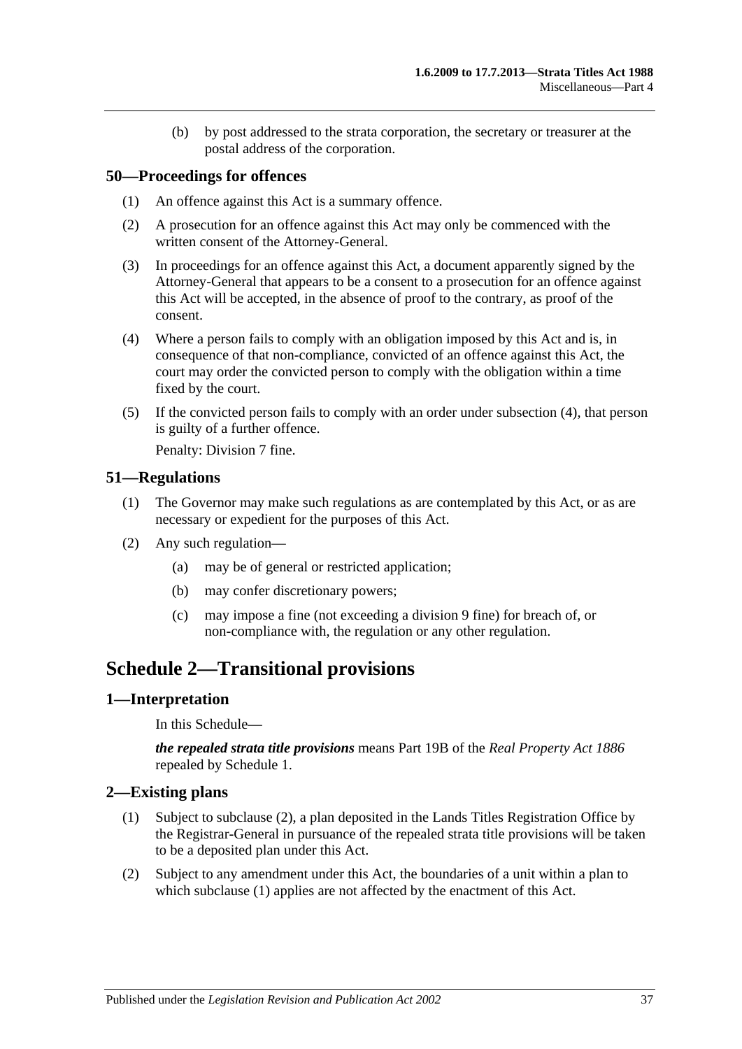(b) by post addressed to the strata corporation, the secretary or treasurer at the postal address of the corporation.

## 50—Proceedings for offences

(1) An offence against this Act is a summary offence.

(2) A prosecution for an offence against this Act may only be commenced with the written consent of the Attorney-General.

(3) In proceedings for an offence against this Act, a document apparently signed by the Attorney-General that appears to be a consent to a prosecution for an offence against this Act will be accepted, in the absence of proof to the contrary, as proof of the consent.

(4) Where a person fails to comply with an obligation imposed by this Act and is, in consequence of that non-compliance, convicted of an offence against this Act, the court may order the convicted person to comply with the obligation within a time fixed by the court.

(5) If the convicted person fails to comply with an order under subsection (4), that person is guilty of a further offence.

Penalty: Division 7 fine.

## 51—Regulations

(1) The Governor may make such regulations as are contemplated by this Act, or as are necessary or expedient for the purposes of this Act.

(2) Any such regulation—

(a) may be of general or restricted application;

(b) may confer discretionary powers;

(c) may impose a fine (not exceeding a division 9 fine) for breach of, or non-compliance with, the regulation or any other regulation.

# Schedule 2—Transitional provisions

## 1—Interpretation

In this Schedule—

***the repealed strata title provisions*** means Part 19B of the *Real Property Act 1886* repealed by Schedule 1.

## 2—Existing plans

(1) Subject to subclause (2), a plan deposited in the Lands Titles Registration Office by the Registrar-General in pursuance of the repealed strata title provisions will be taken to be a deposited plan under this Act.

(2) Subject to any amendment under this Act, the boundaries of a unit within a plan to which subclause (1) applies are not affected by the enactment of this Act.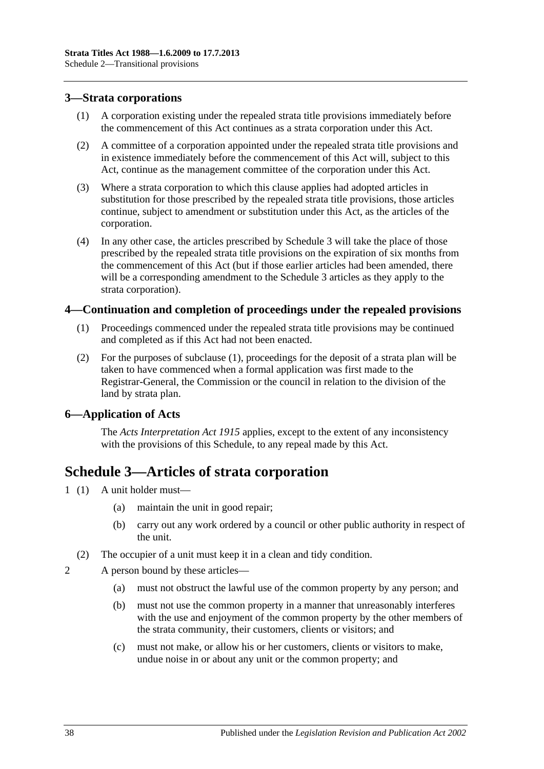### 3—Strata corporations

(1) A corporation existing under the repealed strata title provisions immediately before the commencement of this Act continues as a strata corporation under this Act.

(2) A committee of a corporation appointed under the repealed strata title provisions and in existence immediately before the commencement of this Act will, subject to this Act, continue as the management committee of the corporation under this Act.

(3) Where a strata corporation to which this clause applies had adopted articles in substitution for those prescribed by the repealed strata title provisions, those articles continue, subject to amendment or substitution under this Act, as the articles of the corporation.

(4) In any other case, the articles prescribed by Schedule 3 will take the place of those prescribed by the repealed strata title provisions on the expiration of six months from the commencement of this Act (but if those earlier articles had been amended, there will be a corresponding amendment to the Schedule 3 articles as they apply to the strata corporation).

### 4—Continuation and completion of proceedings under the repealed provisions

(1) Proceedings commenced under the repealed strata title provisions may be continued and completed as if this Act had not been enacted.

(2) For the purposes of subclause (1), proceedings for the deposit of a strata plan will be taken to have commenced when a formal application was first made to the Registrar-General, the Commission or the council in relation to the division of the land by strata plan.

### 6—Application of Acts

The *Acts Interpretation Act 1915* applies, except to the extent of any inconsistency with the provisions of this Schedule, to any repeal made by this Act.

## Schedule 3—Articles of strata corporation

1 (1) A unit holder must—

(a) maintain the unit in good repair;

(b) carry out any work ordered by a council or other public authority in respect of the unit.

(2) The occupier of a unit must keep it in a clean and tidy condition.

2 A person bound by these articles—

(a) must not obstruct the lawful use of the common property by any person; and

(b) must not use the common property in a manner that unreasonably interferes with the use and enjoyment of the common property by the other members of the strata community, their customers, clients or visitors; and

(c) must not make, or allow his or her customers, clients or visitors to make, undue noise in or about any unit or the common property; and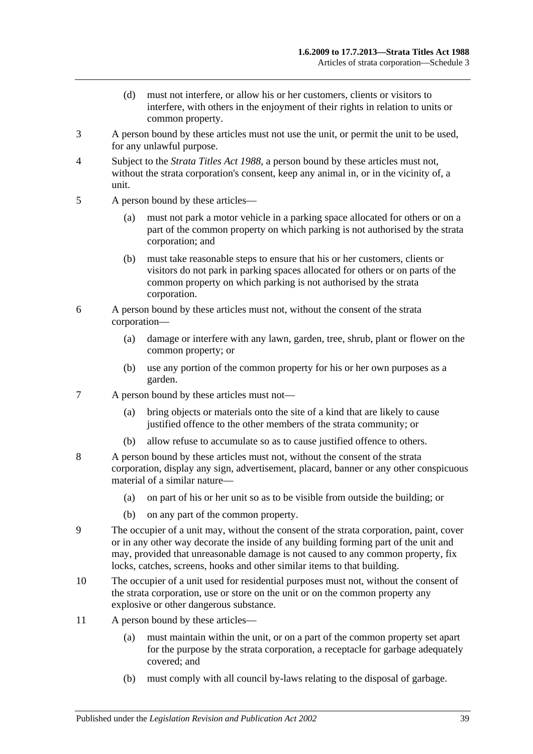(d) must not interfere, or allow his or her customers, clients or visitors to interfere, with others in the enjoyment of their rights in relation to units or common property.

3 A person bound by these articles must not use the unit, or permit the unit to be used, for any unlawful purpose.

4 Subject to the *Strata Titles Act 1988*, a person bound by these articles must not, without the strata corporation's consent, keep any animal in, or in the vicinity of, a unit.

5 A person bound by these articles—

(a) must not park a motor vehicle in a parking space allocated for others or on a part of the common property on which parking is not authorised by the strata corporation; and

(b) must take reasonable steps to ensure that his or her customers, clients or visitors do not park in parking spaces allocated for others or on parts of the common property on which parking is not authorised by the strata corporation.

6 A person bound by these articles must not, without the consent of the strata corporation—

(a) damage or interfere with any lawn, garden, tree, shrub, plant or flower on the common property; or

(b) use any portion of the common property for his or her own purposes as a garden.

7 A person bound by these articles must not—

(a) bring objects or materials onto the site of a kind that are likely to cause justified offence to the other members of the strata community; or

(b) allow refuse to accumulate so as to cause justified offence to others.

8 A person bound by these articles must not, without the consent of the strata corporation, display any sign, advertisement, placard, banner or any other conspicuous material of a similar nature—

(a) on part of his or her unit so as to be visible from outside the building; or

(b) on any part of the common property.

9 The occupier of a unit may, without the consent of the strata corporation, paint, cover or in any other way decorate the inside of any building forming part of the unit and may, provided that unreasonable damage is not caused to any common property, fix locks, catches, screens, hooks and other similar items to that building.

10 The occupier of a unit used for residential purposes must not, without the consent of the strata corporation, use or store on the unit or on the common property any explosive or other dangerous substance.

11 A person bound by these articles—

(a) must maintain within the unit, or on a part of the common property set apart for the purpose by the strata corporation, a receptacle for garbage adequately covered; and

(b) must comply with all council by-laws relating to the disposal of garbage.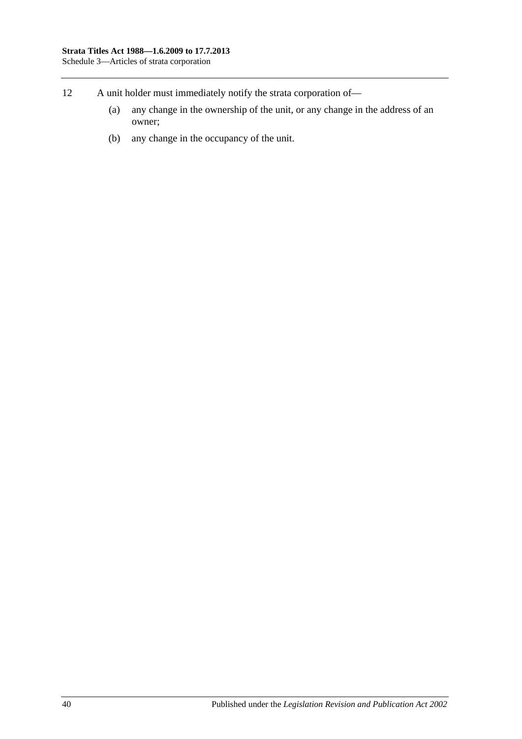12 A unit holder must immediately notify the strata corporation of—

(a) any change in the ownership of the unit, or any change in the address of an owner;

(b) any change in the occupancy of the unit.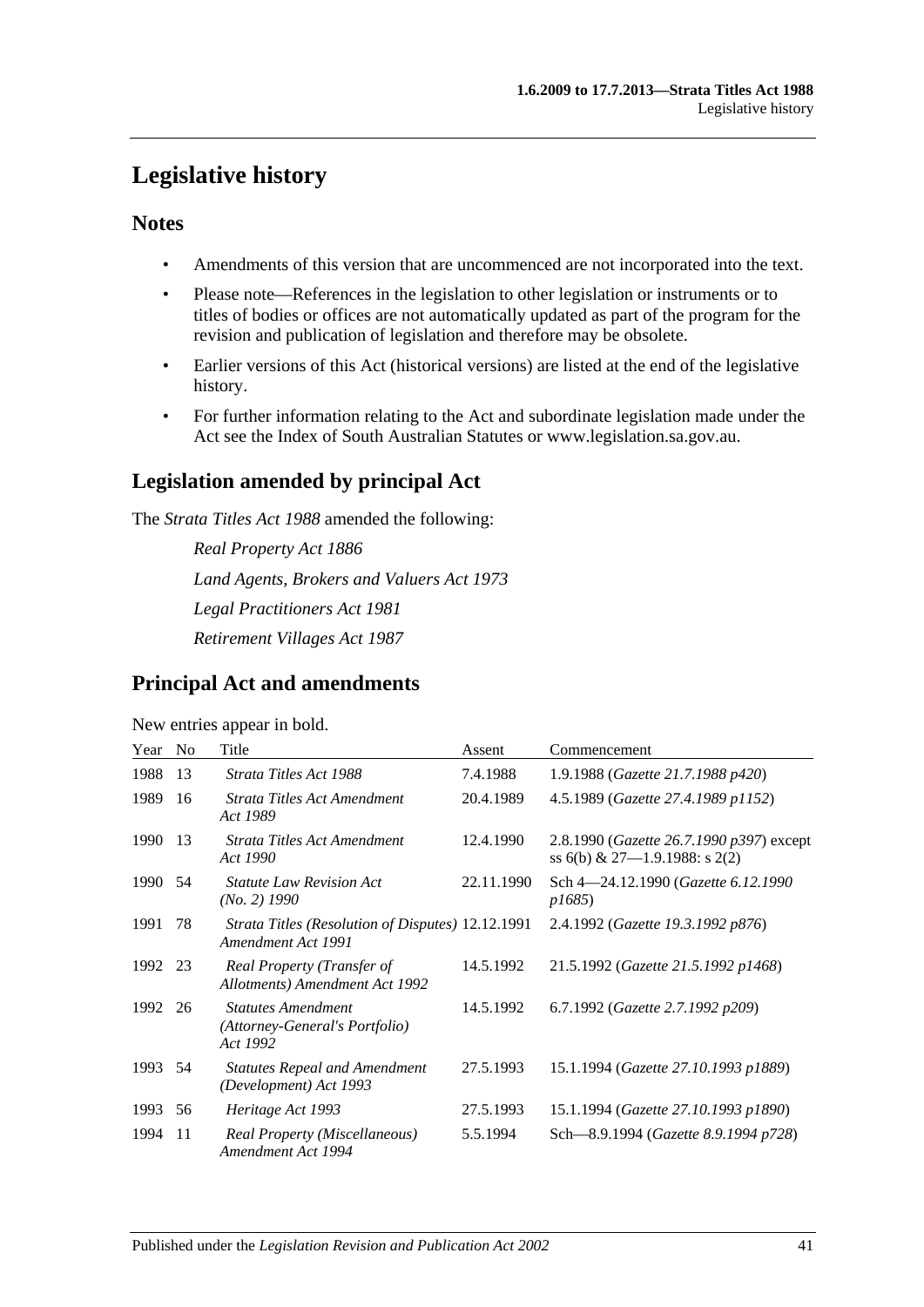# Legislative history

## Notes

- Amendments of this version that are uncommenced are not incorporated into the text.
- Please note—References in the legislation to other legislation or instruments or to titles of bodies or offices are not automatically updated as part of the program for the revision and publication of legislation and therefore may be obsolete.
- Earlier versions of this Act (historical versions) are listed at the end of the legislative history.
- For further information relating to the Act and subordinate legislation made under the Act see the Index of South Australian Statutes or www.legislation.sa.gov.au.

## Legislation amended by principal Act

The *Strata Titles Act 1988* amended the following:

*Real Property Act 1886*

*Land Agents, Brokers and Valuers Act 1973*

*Legal Practitioners Act 1981*

*Retirement Villages Act 1987*

## Principal Act and amendments

New entries appear in bold.

| Year | No | Title | Assent | Commencement |
|---|---|---|---|---|
| 1988 | 13 | *Strata Titles Act 1988* | 7.4.1988 | 1.9.1988 (*Gazette 21.7.1988 p420*) |
| 1989 | 16 | *Strata Titles Act Amendment Act 1989* | 20.4.1989 | 4.5.1989 (*Gazette 27.4.1989 p1152*) |
| 1990 | 13 | *Strata Titles Act Amendment Act 1990* | 12.4.1990 | 2.8.1990 (*Gazette 26.7.1990 p397*) except ss 6(b) & 27—1.9.1988: s 2(2) |
| 1990 | 54 | *Statute Law Revision Act (No. 2) 1990* | 22.11.1990 | Sch 4—24.12.1990 (*Gazette 6.12.1990 p1685*) |
| 1991 | 78 | *Strata Titles (Resolution of Disputes) Amendment Act 1991* | 12.12.1991 | 2.4.1992 (*Gazette 19.3.1992 p876*) |
| 1992 | 23 | *Real Property (Transfer of Allotments) Amendment Act 1992* | 14.5.1992 | 21.5.1992 (*Gazette 21.5.1992 p1468*) |
| 1992 | 26 | *Statutes Amendment (Attorney-General's Portfolio) Act 1992* | 14.5.1992 | 6.7.1992 (*Gazette 2.7.1992 p209*) |
| 1993 | 54 | *Statutes Repeal and Amendment (Development) Act 1993* | 27.5.1993 | 15.1.1994 (*Gazette 27.10.1993 p1889*) |
| 1993 | 56 | *Heritage Act 1993* | 27.5.1993 | 15.1.1994 (*Gazette 27.10.1993 p1890*) |
| 1994 | 11 | *Real Property (Miscellaneous) Amendment Act 1994* | 5.5.1994 | Sch—8.9.1994 (*Gazette 8.9.1994 p728*) |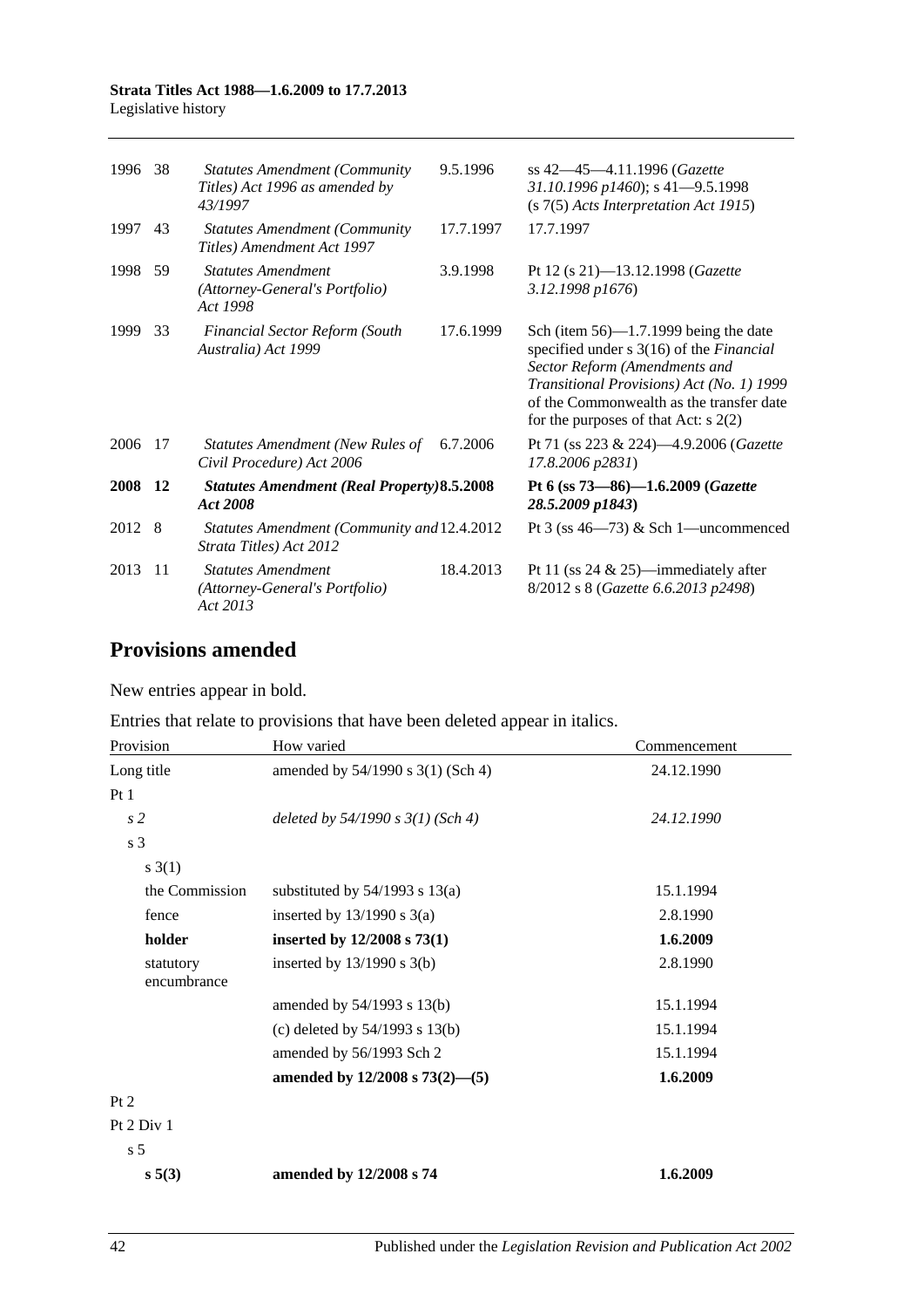| | | | | |
|---|---|---|---|---|
| 1996 | 38 | *Statutes Amendment (Community Titles) Act 1996 as amended by 43/1997* | 9.5.1996 | ss 42—45—4.11.1996 (*Gazette 31.10.1996 p1460*); s 41—9.5.1998 (s 7(5) *Acts Interpretation Act 1915*) |
| 1997 | 43 | *Statutes Amendment (Community Titles) Amendment Act 1997* | 17.7.1997 | 17.7.1997 |
| 1998 | 59 | *Statutes Amendment (Attorney-General's Portfolio) Act 1998* | 3.9.1998 | Pt 12 (s 21)—13.12.1998 (*Gazette 3.12.1998 p1676*) |
| 1999 | 33 | *Financial Sector Reform (South Australia) Act 1999* | 17.6.1999 | Sch (item 56)—1.7.1999 being the date specified under s 3(16) of the *Financial Sector Reform (Amendments and Transitional Provisions) Act (No. 1) 1999* of the Commonwealth as the transfer date for the purposes of that Act: s 2(2) |
| 2006 | 17 | *Statutes Amendment (New Rules of Civil Procedure) Act 2006* | 6.7.2006 | Pt 71 (ss 223 & 224)—4.9.2006 (*Gazette 17.8.2006 p2831*) |
| **2008** | **12** | ***Statutes Amendment (Real Property) Act 2008*** | **8.5.2008** | **Pt 6 (ss 73—86)—1.6.2009 (*Gazette 28.5.2009 p1843*)** |
| 2012 | 8 | *Statutes Amendment (Community and Strata Titles) Act 2012* | 12.4.2012 | Pt 3 (ss 46—73) & Sch 1—uncommenced |
| 2013 | 11 | *Statutes Amendment (Attorney-General's Portfolio) Act 2013* | 18.4.2013 | Pt 11 (ss 24 & 25)—immediately after 8/2012 s 8 (*Gazette 6.6.2013 p2498*) |

## Provisions amended

New entries appear in bold.

Entries that relate to provisions that have been deleted appear in italics.

| Provision | How varied | Commencement |
|---|---|---|
| Long title | amended by 54/1990 s 3(1) (Sch 4) | 24.12.1990 |
| Pt 1 | | |
| *s 2* | *deleted by 54/1990 s 3(1) (Sch 4)* | *24.12.1990* |
| s 3 | | |
| s 3(1) | | |
| the Commission | substituted by 54/1993 s 13(a) | 15.1.1994 |
| fence | inserted by 13/1990 s 3(a) | 2.8.1990 |
| **holder** | **inserted by 12/2008 s 73(1)** | **1.6.2009** |
| statutory encumbrance | inserted by 13/1990 s 3(b) | 2.8.1990 |
| | amended by 54/1993 s 13(b) | 15.1.1994 |
| | (c) deleted by 54/1993 s 13(b) | 15.1.1994 |
| | amended by 56/1993 Sch 2 | 15.1.1994 |
| | **amended by 12/2008 s 73(2)—(5)** | **1.6.2009** |
| Pt 2 | | |
| Pt 2 Div 1 | | |
| s 5 | | |
| **s 5(3)** | **amended by 12/2008 s 74** | **1.6.2009** |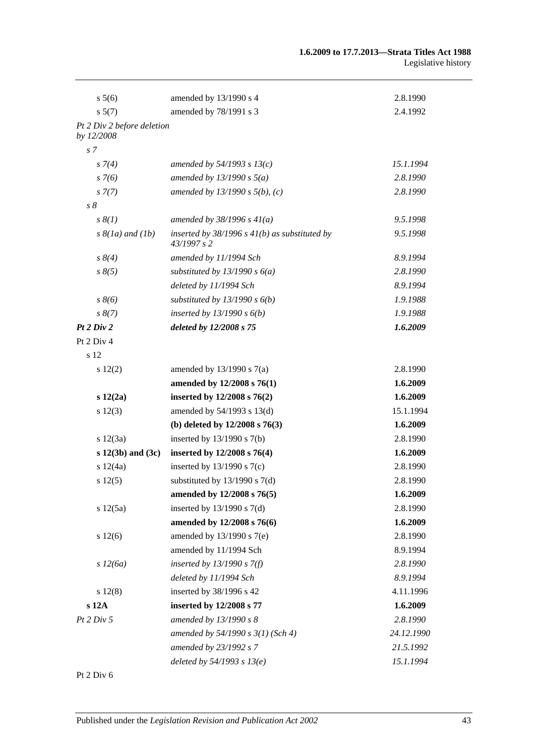| | | |
|---|---|---|
| s 5(6) | amended by 13/1990 s 4 | 2.8.1990 |
| s 5(7) | amended by 78/1991 s 3 | 2.4.1992 |
| *Pt 2 Div 2 before deletion by 12/2008* | | |
| *s 7* | | |
| *s 7(4)* | *amended by 54/1993 s 13(c)* | *15.1.1994* |
| *s 7(6)* | *amended by 13/1990 s 5(a)* | *2.8.1990* |
| *s 7(7)* | *amended by 13/1990 s 5(b), (c)* | *2.8.1990* |
| *s 8* | | |
| *s 8(1)* | *amended by 38/1996 s 41(a)* | *9.5.1998* |
| *s 8(1a) and (1b)* | *inserted by 38/1996 s 41(b) as substituted by 43/1997 s 2* | *9.5.1998* |
| *s 8(4)* | *amended by 11/1994 Sch* | *8.9.1994* |
| *s 8(5)* | *substituted by 13/1990 s 6(a)* | *2.8.1990* |
| | *deleted by 11/1994 Sch* | *8.9.1994* |
| *s 8(6)* | *substituted by 13/1990 s 6(b)* | *1.9.1988* |
| *s 8(7)* | *inserted by 13/1990 s 6(b)* | *1.9.1988* |
| ***Pt 2 Div 2*** | ***deleted by 12/2008 s 75*** | ***1.6.2009*** |
| Pt 2 Div 4 | | |
| s 12 | | |
| s 12(2) | amended by 13/1990 s 7(a) | 2.8.1990 |
| | **amended by 12/2008 s 76(1)** | **1.6.2009** |
| **s 12(2a)** | **inserted by 12/2008 s 76(2)** | **1.6.2009** |
| s 12(3) | amended by 54/1993 s 13(d) | 15.1.1994 |
| | **(b) deleted by 12/2008 s 76(3)** | **1.6.2009** |
| s 12(3a) | inserted by 13/1990 s 7(b) | 2.8.1990 |
| **s 12(3b) and (3c)** | **inserted by 12/2008 s 76(4)** | **1.6.2009** |
| s 12(4a) | inserted by 13/1990 s 7(c) | 2.8.1990 |
| s 12(5) | substituted by 13/1990 s 7(d) | 2.8.1990 |
| | **amended by 12/2008 s 76(5)** | **1.6.2009** |
| s 12(5a) | inserted by 13/1990 s 7(d) | 2.8.1990 |
| | **amended by 12/2008 s 76(6)** | **1.6.2009** |
| s 12(6) | amended by 13/1990 s 7(e) | 2.8.1990 |
| | amended by 11/1994 Sch | 8.9.1994 |
| *s 12(6a)* | *inserted by 13/1990 s 7(f)* | *2.8.1990* |
| | *deleted by 11/1994 Sch* | *8.9.1994* |
| s 12(8) | inserted by 38/1996 s 42 | 4.11.1996 |
| **s 12A** | **inserted by 12/2008 s 77** | **1.6.2009** |
| *Pt 2 Div 5* | *amended by 13/1990 s 8* | *2.8.1990* |
| | *amended by 54/1990 s 3(1) (Sch 4)* | *24.12.1990* |
| | *amended by 23/1992 s 7* | *21.5.1992* |
| | *deleted by 54/1993 s 13(e)* | *15.1.1994* |
| Pt 2 Div 6 | | |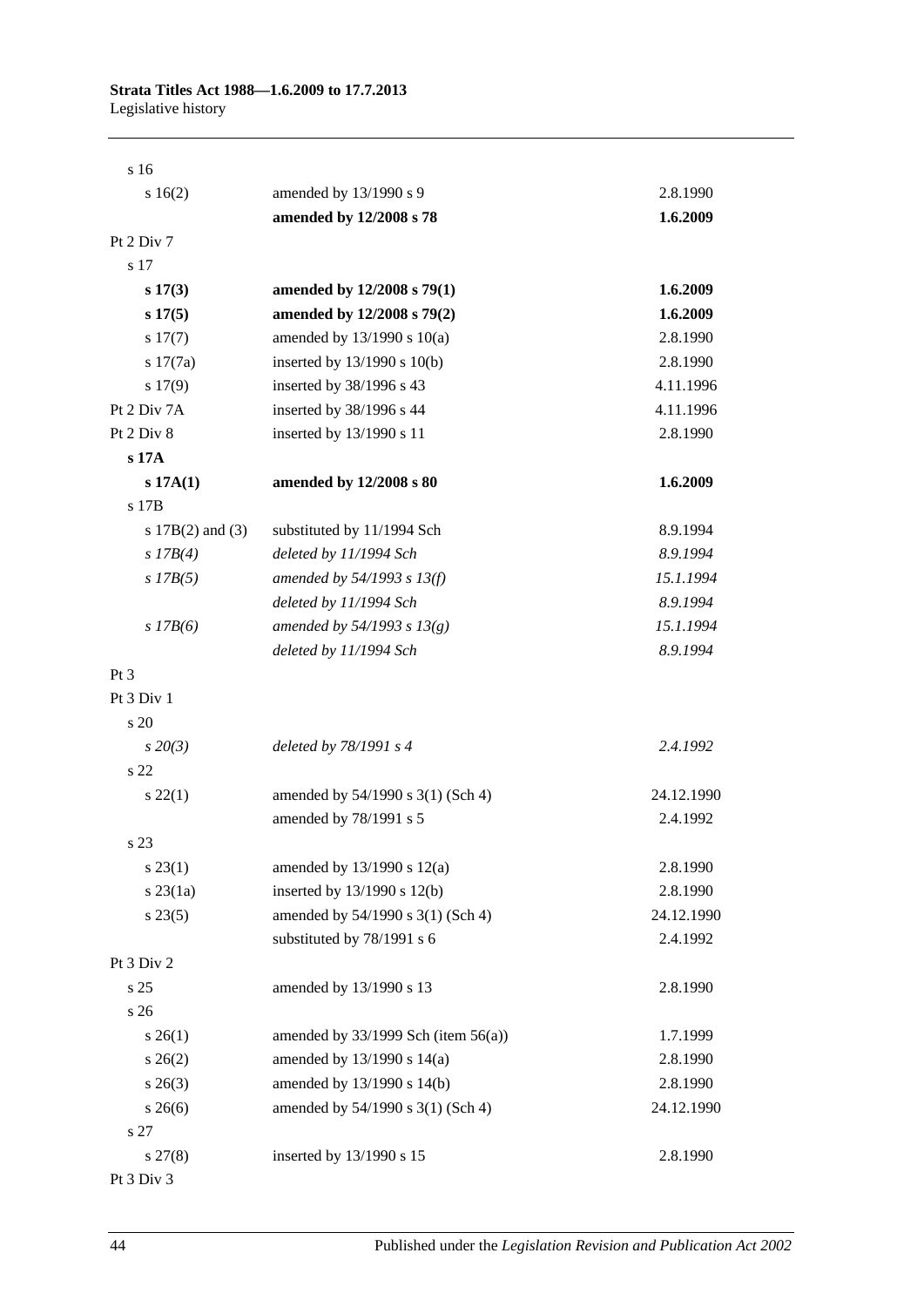| | | |
|---|---|---|
| s 16 | | |
| s 16(2) | amended by 13/1990 s 9 | 2.8.1990 |
| | **amended by 12/2008 s 78** | **1.6.2009** |
| Pt 2 Div 7 | | |
| s 17 | | |
| **s 17(3)** | **amended by 12/2008 s 79(1)** | **1.6.2009** |
| **s 17(5)** | **amended by 12/2008 s 79(2)** | **1.6.2009** |
| s 17(7) | amended by 13/1990 s 10(a) | 2.8.1990 |
| s 17(7a) | inserted by 13/1990 s 10(b) | 2.8.1990 |
| s 17(9) | inserted by 38/1996 s 43 | 4.11.1996 |
| Pt 2 Div 7A | inserted by 38/1996 s 44 | 4.11.1996 |
| Pt 2 Div 8 | inserted by 13/1990 s 11 | 2.8.1990 |
| **s 17A** | | |
| **s 17A(1)** | **amended by 12/2008 s 80** | **1.6.2009** |
| s 17B | | |
| s 17B(2) and (3) | substituted by 11/1994 Sch | 8.9.1994 |
| *s 17B(4)* | *deleted by 11/1994 Sch* | *8.9.1994* |
| *s 17B(5)* | *amended by 54/1993 s 13(f)* | *15.1.1994* |
| | *deleted by 11/1994 Sch* | *8.9.1994* |
| *s 17B(6)* | *amended by 54/1993 s 13(g)* | *15.1.1994* |
| | *deleted by 11/1994 Sch* | *8.9.1994* |
| Pt 3 | | |
| Pt 3 Div 1 | | |
| s 20 | | |
| *s 20(3)* | *deleted by 78/1991 s 4* | *2.4.1992* |
| s 22 | | |
| s 22(1) | amended by 54/1990 s 3(1) (Sch 4) | 24.12.1990 |
| | amended by 78/1991 s 5 | 2.4.1992 |
| s 23 | | |
| s 23(1) | amended by 13/1990 s 12(a) | 2.8.1990 |
| s 23(1a) | inserted by 13/1990 s 12(b) | 2.8.1990 |
| s 23(5) | amended by 54/1990 s 3(1) (Sch 4) | 24.12.1990 |
| | substituted by 78/1991 s 6 | 2.4.1992 |
| Pt 3 Div 2 | | |
| s 25 | amended by 13/1990 s 13 | 2.8.1990 |
| s 26 | | |
| s 26(1) | amended by 33/1999 Sch (item 56(a)) | 1.7.1999 |
| s 26(2) | amended by 13/1990 s 14(a) | 2.8.1990 |
| s 26(3) | amended by 13/1990 s 14(b) | 2.8.1990 |
| s 26(6) | amended by 54/1990 s 3(1) (Sch 4) | 24.12.1990 |
| s 27 | | |
| s 27(8) | inserted by 13/1990 s 15 | 2.8.1990 |
| Pt 3 Div 3 | | |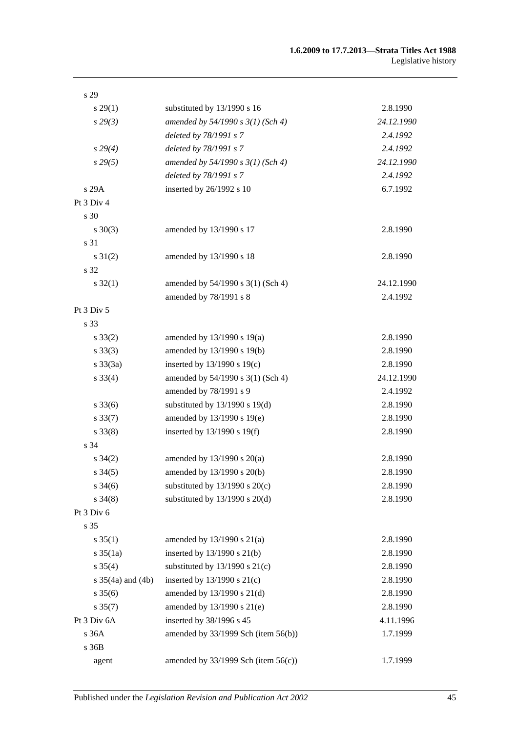| | | |
|---|---|---|
| s 29 | | |
| s 29(1) | substituted by 13/1990 s 16 | 2.8.1990 |
| *s 29(3)* | *amended by 54/1990 s 3(1) (Sch 4)* | *24.12.1990* |
| | *deleted by 78/1991 s 7* | *2.4.1992* |
| *s 29(4)* | *deleted by 78/1991 s 7* | *2.4.1992* |
| *s 29(5)* | *amended by 54/1990 s 3(1) (Sch 4)* | *24.12.1990* |
| | *deleted by 78/1991 s 7* | *2.4.1992* |
| s 29A | inserted by 26/1992 s 10 | 6.7.1992 |
| Pt 3 Div 4 | | |
| s 30 | | |
| s 30(3) | amended by 13/1990 s 17 | 2.8.1990 |
| s 31 | | |
| s 31(2) | amended by 13/1990 s 18 | 2.8.1990 |
| s 32 | | |
| s 32(1) | amended by 54/1990 s 3(1) (Sch 4) | 24.12.1990 |
| | amended by 78/1991 s 8 | 2.4.1992 |
| Pt 3 Div 5 | | |
| s 33 | | |
| s 33(2) | amended by 13/1990 s 19(a) | 2.8.1990 |
| s 33(3) | amended by 13/1990 s 19(b) | 2.8.1990 |
| s 33(3a) | inserted by 13/1990 s 19(c) | 2.8.1990 |
| s 33(4) | amended by 54/1990 s 3(1) (Sch 4) | 24.12.1990 |
| | amended by 78/1991 s 9 | 2.4.1992 |
| s 33(6) | substituted by 13/1990 s 19(d) | 2.8.1990 |
| s 33(7) | amended by 13/1990 s 19(e) | 2.8.1990 |
| s 33(8) | inserted by 13/1990 s 19(f) | 2.8.1990 |
| s 34 | | |
| s 34(2) | amended by 13/1990 s 20(a) | 2.8.1990 |
| s 34(5) | amended by 13/1990 s 20(b) | 2.8.1990 |
| s 34(6) | substituted by 13/1990 s 20(c) | 2.8.1990 |
| s 34(8) | substituted by 13/1990 s 20(d) | 2.8.1990 |
| Pt 3 Div 6 | | |
| s 35 | | |
| s 35(1) | amended by 13/1990 s 21(a) | 2.8.1990 |
| s 35(1a) | inserted by 13/1990 s 21(b) | 2.8.1990 |
| s 35(4) | substituted by 13/1990 s 21(c) | 2.8.1990 |
| s 35(4a) and (4b) | inserted by 13/1990 s 21(c) | 2.8.1990 |
| s 35(6) | amended by 13/1990 s 21(d) | 2.8.1990 |
| s 35(7) | amended by 13/1990 s 21(e) | 2.8.1990 |
| Pt 3 Div 6A | inserted by 38/1996 s 45 | 4.11.1996 |
| s 36A | amended by 33/1999 Sch (item 56(b)) | 1.7.1999 |
| s 36B | | |
| agent | amended by 33/1999 Sch (item 56(c)) | 1.7.1999 |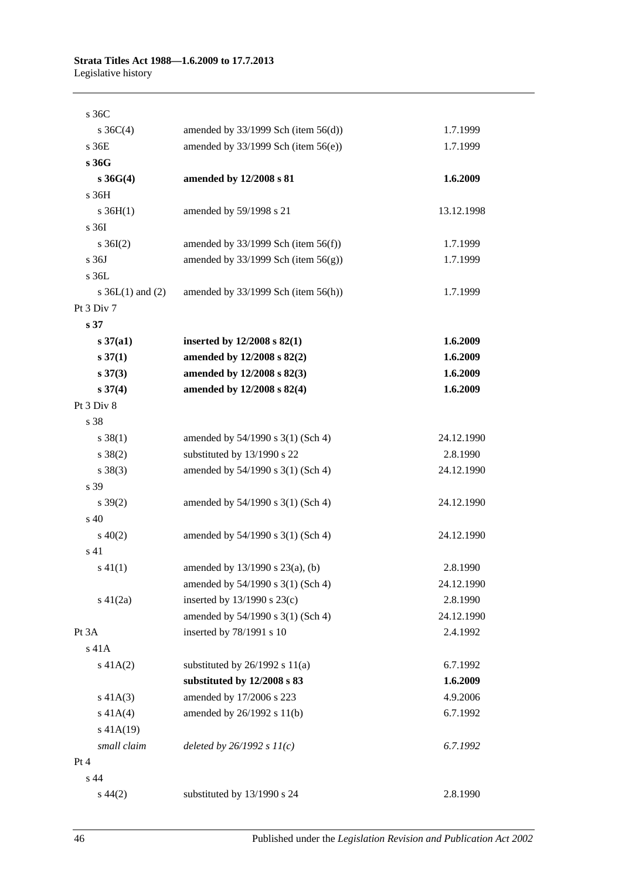| | | |
|---|---|---|
| s 36C | | |
| s 36C(4) | amended by 33/1999 Sch (item 56(d)) | 1.7.1999 |
| s 36E | amended by 33/1999 Sch (item 56(e)) | 1.7.1999 |
| **s 36G** | | |
| **s 36G(4)** | **amended by 12/2008 s 81** | **1.6.2009** |
| s 36H | | |
| s 36H(1) | amended by 59/1998 s 21 | 13.12.1998 |
| s 36I | | |
| s 36I(2) | amended by 33/1999 Sch (item 56(f)) | 1.7.1999 |
| s 36J | amended by 33/1999 Sch (item 56(g)) | 1.7.1999 |
| s 36L | | |
| s 36L(1) and (2) | amended by 33/1999 Sch (item 56(h)) | 1.7.1999 |
| Pt 3 Div 7 | | |
| **s 37** | | |
| **s 37(a1)** | **inserted by 12/2008 s 82(1)** | **1.6.2009** |
| **s 37(1)** | **amended by 12/2008 s 82(2)** | **1.6.2009** |
| **s 37(3)** | **amended by 12/2008 s 82(3)** | **1.6.2009** |
| **s 37(4)** | **amended by 12/2008 s 82(4)** | **1.6.2009** |
| Pt 3 Div 8 | | |
| s 38 | | |
| s 38(1) | amended by 54/1990 s 3(1) (Sch 4) | 24.12.1990 |
| s 38(2) | substituted by 13/1990 s 22 | 2.8.1990 |
| s 38(3) | amended by 54/1990 s 3(1) (Sch 4) | 24.12.1990 |
| s 39 | | |
| s 39(2) | amended by 54/1990 s 3(1) (Sch 4) | 24.12.1990 |
| s 40 | | |
| s 40(2) | amended by 54/1990 s 3(1) (Sch 4) | 24.12.1990 |
| s 41 | | |
| s 41(1) | amended by 13/1990 s 23(a), (b) | 2.8.1990 |
| | amended by 54/1990 s 3(1) (Sch 4) | 24.12.1990 |
| s 41(2a) | inserted by 13/1990 s 23(c) | 2.8.1990 |
| | amended by 54/1990 s 3(1) (Sch 4) | 24.12.1990 |
| Pt 3A | inserted by 78/1991 s 10 | 2.4.1992 |
| s 41A | | |
| s 41A(2) | substituted by 26/1992 s 11(a) | 6.7.1992 |
| | **substituted by 12/2008 s 83** | **1.6.2009** |
| s 41A(3) | amended by 17/2006 s 223 | 4.9.2006 |
| s 41A(4) | amended by 26/1992 s 11(b) | 6.7.1992 |
| s 41A(19) | | |
| *small claim* | *deleted by 26/1992 s 11(c)* | *6.7.1992* |
| Pt 4 | | |
| s 44 | | |
| s 44(2) | substituted by 13/1990 s 24 | 2.8.1990 |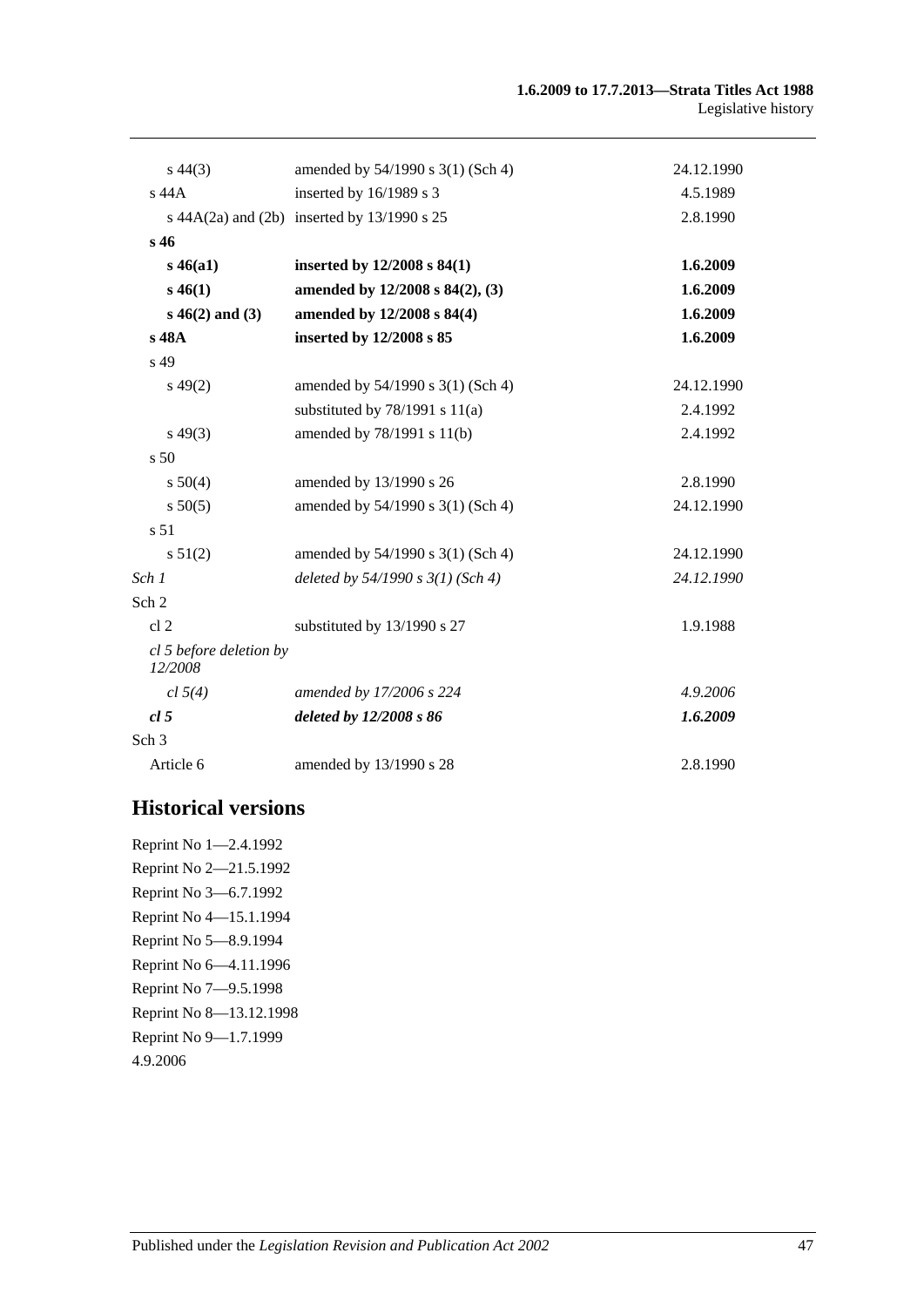| | | |
|---|---|---|
| s 44(3) | amended by 54/1990 s 3(1) (Sch 4) | 24.12.1990 |
| s 44A | inserted by 16/1989 s 3 | 4.5.1989 |
| s 44A(2a) and (2b) | inserted by 13/1990 s 25 | 2.8.1990 |
| **s 46** | | |
| **s 46(a1)** | **inserted by 12/2008 s 84(1)** | **1.6.2009** |
| **s 46(1)** | **amended by 12/2008 s 84(2), (3)** | **1.6.2009** |
| **s 46(2) and (3)** | **amended by 12/2008 s 84(4)** | **1.6.2009** |
| **s 48A** | **inserted by 12/2008 s 85** | **1.6.2009** |
| s 49 | | |
| s 49(2) | amended by 54/1990 s 3(1) (Sch 4) | 24.12.1990 |
| | substituted by 78/1991 s 11(a) | 2.4.1992 |
| s 49(3) | amended by 78/1991 s 11(b) | 2.4.1992 |
| s 50 | | |
| s 50(4) | amended by 13/1990 s 26 | 2.8.1990 |
| s 50(5) | amended by 54/1990 s 3(1) (Sch 4) | 24.12.1990 |
| s 51 | | |
| s 51(2) | amended by 54/1990 s 3(1) (Sch 4) | 24.12.1990 |
| *Sch 1* | *deleted by 54/1990 s 3(1) (Sch 4)* | *24.12.1990* |
| Sch 2 | | |
| cl 2 | substituted by 13/1990 s 27 | 1.9.1988 |
| *cl 5 before deletion by 12/2008* | | |
| *cl 5(4)* | *amended by 17/2006 s 224* | *4.9.2006* |
| ***cl 5*** | ***deleted by 12/2008 s 86*** | ***1.6.2009*** |
| Sch 3 | | |
| Article 6 | amended by 13/1990 s 28 | 2.8.1990 |

## Historical versions

Reprint No 1—2.4.1992
Reprint No 2—21.5.1992
Reprint No 3—6.7.1992
Reprint No 4—15.1.1994
Reprint No 5—8.9.1994
Reprint No 6—4.11.1996
Reprint No 7—9.5.1998
Reprint No 8—13.12.1998
Reprint No 9—1.7.1999
4.9.2006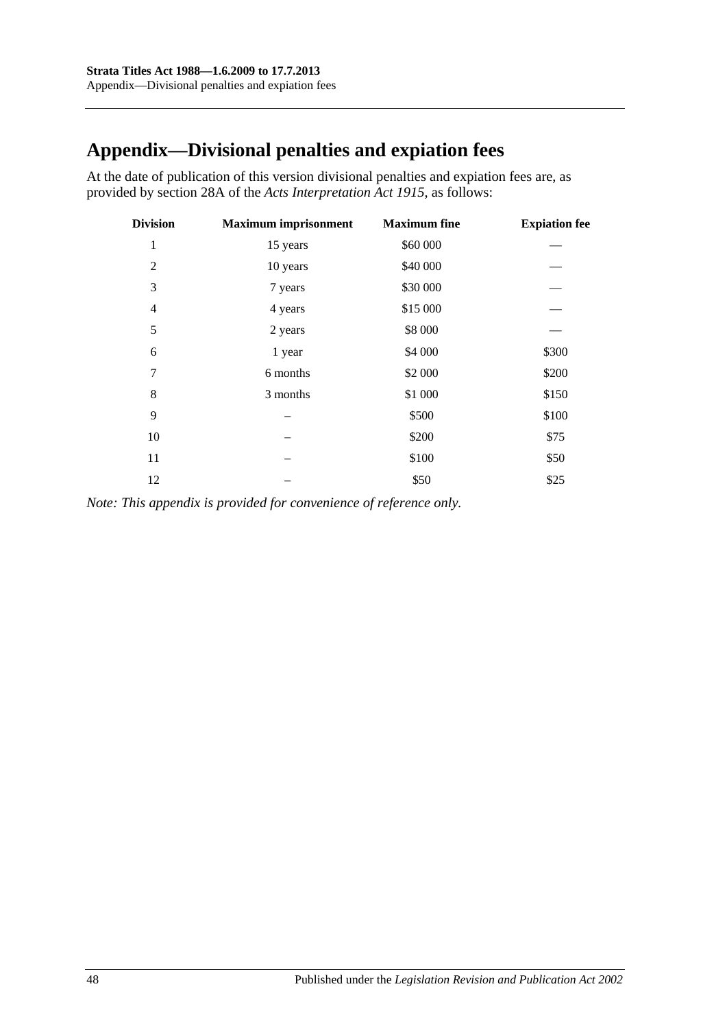# Appendix—Divisional penalties and expiation fees

At the date of publication of this version divisional penalties and expiation fees are, as provided by section 28A of the *Acts Interpretation Act 1915*, as follows:

| Division | Maximum imprisonment | Maximum fine | Expiation fee |
|---|---|---|---|
| 1 | 15 years | $60 000 | — |
| 2 | 10 years | $40 000 | — |
| 3 | 7 years | $30 000 | — |
| 4 | 4 years | $15 000 | — |
| 5 | 2 years | $8 000 | — |
| 6 | 1 year | $4 000 | $300 |
| 7 | 6 months | $2 000 | $200 |
| 8 | 3 months | $1 000 | $150 |
| 9 | – | $500 | $100 |
| 10 | – | $200 | $75 |
| 11 | – | $100 | $50 |
| 12 | – | $50 | $25 |

*Note: This appendix is provided for convenience of reference only.*